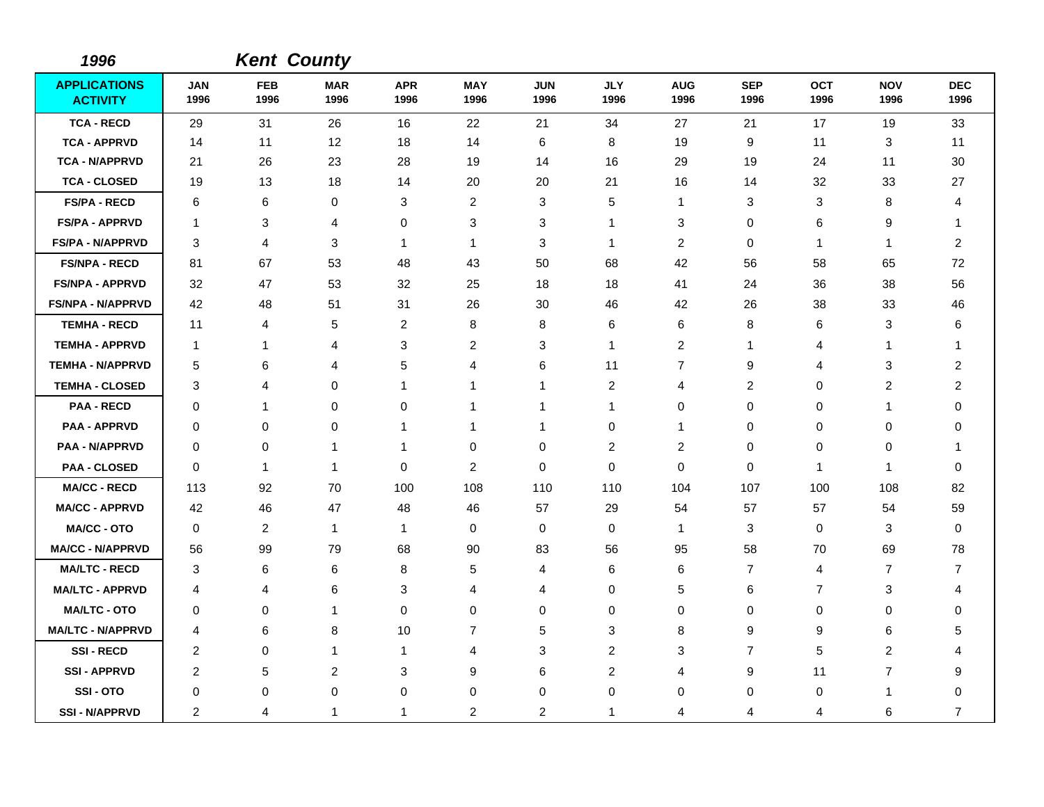*1996* ***Kent County***

| APPLICATIONS ACTIVITY | JAN 1996 | FEB 1996 | MAR 1996 | APR 1996 | MAY 1996 | JUN 1996 | JLY 1996 | AUG 1996 | SEP 1996 | OCT 1996 | NOV 1996 | DEC 1996 |
|---|---|---|---|---|---|---|---|---|---|---|---|---|
| TCA - RECD | 29 | 31 | 26 | 16 | 22 | 21 | 34 | 27 | 21 | 17 | 19 | 33 |
| TCA - APPRVD | 14 | 11 | 12 | 18 | 14 | 6 | 8 | 19 | 9 | 11 | 3 | 11 |
| TCA - N/APPRVD | 21 | 26 | 23 | 28 | 19 | 14 | 16 | 29 | 19 | 24 | 11 | 30 |
| TCA - CLOSED | 19 | 13 | 18 | 14 | 20 | 20 | 21 | 16 | 14 | 32 | 33 | 27 |
| FS/PA - RECD | 6 | 6 | 0 | 3 | 2 | 3 | 5 | 1 | 3 | 3 | 8 | 4 |
| FS/PA - APPRVD | 1 | 3 | 4 | 0 | 3 | 3 | 1 | 3 | 0 | 6 | 9 | 1 |
| FS/PA - N/APPRVD | 3 | 4 | 3 | 1 | 1 | 3 | 1 | 2 | 0 | 1 | 1 | 2 |
| FS/NPA - RECD | 81 | 67 | 53 | 48 | 43 | 50 | 68 | 42 | 56 | 58 | 65 | 72 |
| FS/NPA - APPRVD | 32 | 47 | 53 | 32 | 25 | 18 | 18 | 41 | 24 | 36 | 38 | 56 |
| FS/NPA - N/APPRVD | 42 | 48 | 51 | 31 | 26 | 30 | 46 | 42 | 26 | 38 | 33 | 46 |
| TEMHA - RECD | 11 | 4 | 5 | 2 | 8 | 8 | 6 | 6 | 8 | 6 | 3 | 6 |
| TEMHA - APPRVD | 1 | 1 | 4 | 3 | 2 | 3 | 1 | 2 | 1 | 4 | 1 | 1 |
| TEMHA - N/APPRVD | 5 | 6 | 4 | 5 | 4 | 6 | 11 | 7 | 9 | 4 | 3 | 2 |
| TEMHA - CLOSED | 3 | 4 | 0 | 1 | 1 | 1 | 2 | 4 | 2 | 0 | 2 | 2 |
| PAA - RECD | 0 | 1 | 0 | 0 | 1 | 1 | 1 | 0 | 0 | 0 | 1 | 0 |
| PAA - APPRVD | 0 | 0 | 0 | 1 | 1 | 1 | 0 | 1 | 0 | 0 | 0 | 0 |
| PAA - N/APPRVD | 0 | 0 | 1 | 1 | 0 | 0 | 2 | 2 | 0 | 0 | 0 | 1 |
| PAA - CLOSED | 0 | 1 | 1 | 0 | 2 | 0 | 0 | 0 | 0 | 1 | 1 | 0 |
| MA/CC - RECD | 113 | 92 | 70 | 100 | 108 | 110 | 110 | 104 | 107 | 100 | 108 | 82 |
| MA/CC - APPRVD | 42 | 46 | 47 | 48 | 46 | 57 | 29 | 54 | 57 | 57 | 54 | 59 |
| MA/CC - OTO | 0 | 2 | 1 | 1 | 0 | 0 | 0 | 1 | 3 | 0 | 3 | 0 |
| MA/CC - N/APPRVD | 56 | 99 | 79 | 68 | 90 | 83 | 56 | 95 | 58 | 70 | 69 | 78 |
| MA/LTC - RECD | 3 | 6 | 6 | 8 | 5 | 4 | 6 | 6 | 7 | 4 | 7 | 7 |
| MA/LTC - APPRVD | 4 | 4 | 6 | 3 | 4 | 4 | 0 | 5 | 6 | 7 | 3 | 4 |
| MA/LTC - OTO | 0 | 0 | 1 | 0 | 0 | 0 | 0 | 0 | 0 | 0 | 0 | 0 |
| MA/LTC - N/APPRVD | 4 | 6 | 8 | 10 | 7 | 5 | 3 | 8 | 9 | 9 | 6 | 5 |
| SSI - RECD | 2 | 0 | 1 | 1 | 4 | 3 | 2 | 3 | 7 | 5 | 2 | 4 |
| SSI - APPRVD | 2 | 5 | 2 | 3 | 9 | 6 | 2 | 4 | 9 | 11 | 7 | 9 |
| SSI - OTO | 0 | 0 | 0 | 0 | 0 | 0 | 0 | 0 | 0 | 0 | 1 | 0 |
| SSI - N/APPRVD | 2 | 4 | 1 | 1 | 2 | 2 | 1 | 4 | 4 | 4 | 6 | 7 |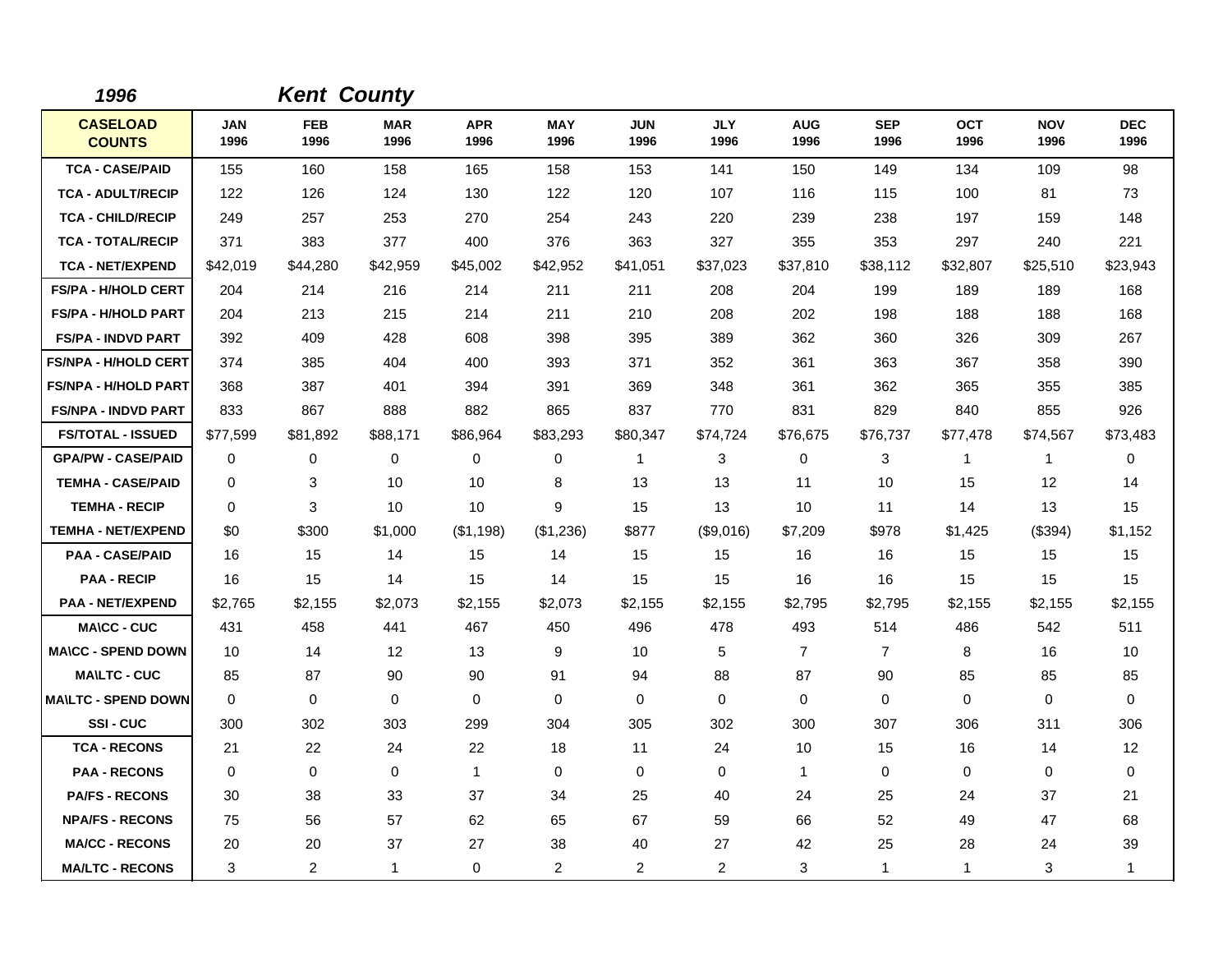**1996** ***Kent County***

| CASELOAD COUNTS | JAN 1996 | FEB 1996 | MAR 1996 | APR 1996 | MAY 1996 | JUN 1996 | JLY 1996 | AUG 1996 | SEP 1996 | OCT 1996 | NOV 1996 | DEC 1996 |
|---|---|---|---|---|---|---|---|---|---|---|---|---|
| TCA - CASE/PAID | 155 | 160 | 158 | 165 | 158 | 153 | 141 | 150 | 149 | 134 | 109 | 98 |
| TCA - ADULT/RECIP | 122 | 126 | 124 | 130 | 122 | 120 | 107 | 116 | 115 | 100 | 81 | 73 |
| TCA - CHILD/RECIP | 249 | 257 | 253 | 270 | 254 | 243 | 220 | 239 | 238 | 197 | 159 | 148 |
| TCA - TOTAL/RECIP | 371 | 383 | 377 | 400 | 376 | 363 | 327 | 355 | 353 | 297 | 240 | 221 |
| TCA - NET/EXPEND | $42,019 | $44,280 | $42,959 | $45,002 | $42,952 | $41,051 | $37,023 | $37,810 | $38,112 | $32,807 | $25,510 | $23,943 |
| FS/PA - H/HOLD CERT | 204 | 214 | 216 | 214 | 211 | 211 | 208 | 204 | 199 | 189 | 189 | 168 |
| FS/PA - H/HOLD PART | 204 | 213 | 215 | 214 | 211 | 210 | 208 | 202 | 198 | 188 | 188 | 168 |
| FS/PA - INDVD PART | 392 | 409 | 428 | 608 | 398 | 395 | 389 | 362 | 360 | 326 | 309 | 267 |
| FS/NPA - H/HOLD CERT | 374 | 385 | 404 | 400 | 393 | 371 | 352 | 361 | 363 | 367 | 358 | 390 |
| FS/NPA - H/HOLD PART | 368 | 387 | 401 | 394 | 391 | 369 | 348 | 361 | 362 | 365 | 355 | 385 |
| FS/NPA - INDVD PART | 833 | 867 | 888 | 882 | 865 | 837 | 770 | 831 | 829 | 840 | 855 | 926 |
| FS/TOTAL - ISSUED | $77,599 | $81,892 | $88,171 | $86,964 | $83,293 | $80,347 | $74,724 | $76,675 | $76,737 | $77,478 | $74,567 | $73,483 |
| GPA/PW - CASE/PAID | 0 | 0 | 0 | 0 | 0 | 1 | 3 | 0 | 3 | 1 | 1 | 0 |
| TEMHA - CASE/PAID | 0 | 3 | 10 | 10 | 8 | 13 | 13 | 11 | 10 | 15 | 12 | 14 |
| TEMHA - RECIP | 0 | 3 | 10 | 10 | 9 | 15 | 13 | 10 | 11 | 14 | 13 | 15 |
| TEMHA - NET/EXPEND | $0 | $300 | $1,000 | ($1,198) | ($1,236) | $877 | ($9,016) | $7,209 | $978 | $1,425 | ($394) | $1,152 |
| PAA - CASE/PAID | 16 | 15 | 14 | 15 | 14 | 15 | 15 | 16 | 16 | 15 | 15 | 15 |
| PAA - RECIP | 16 | 15 | 14 | 15 | 14 | 15 | 15 | 16 | 16 | 15 | 15 | 15 |
| PAA - NET/EXPEND | $2,765 | $2,155 | $2,073 | $2,155 | $2,073 | $2,155 | $2,155 | $2,795 | $2,795 | $2,155 | $2,155 | $2,155 |
| MA\CC - CUC | 431 | 458 | 441 | 467 | 450 | 496 | 478 | 493 | 514 | 486 | 542 | 511 |
| MA\CC - SPEND DOWN | 10 | 14 | 12 | 13 | 9 | 10 | 5 | 7 | 7 | 8 | 16 | 10 |
| MA\LTC - CUC | 85 | 87 | 90 | 90 | 91 | 94 | 88 | 87 | 90 | 85 | 85 | 85 |
| MA\LTC - SPEND DOWN | 0 | 0 | 0 | 0 | 0 | 0 | 0 | 0 | 0 | 0 | 0 | 0 |
| SSI - CUC | 300 | 302 | 303 | 299 | 304 | 305 | 302 | 300 | 307 | 306 | 311 | 306 |
| TCA - RECONS | 21 | 22 | 24 | 22 | 18 | 11 | 24 | 10 | 15 | 16 | 14 | 12 |
| PAA - RECONS | 0 | 0 | 0 | 1 | 0 | 0 | 0 | 1 | 0 | 0 | 0 | 0 |
| PA/FS - RECONS | 30 | 38 | 33 | 37 | 34 | 25 | 40 | 24 | 25 | 24 | 37 | 21 |
| NPA/FS - RECONS | 75 | 56 | 57 | 62 | 65 | 67 | 59 | 66 | 52 | 49 | 47 | 68 |
| MA/CC - RECONS | 20 | 20 | 37 | 27 | 38 | 40 | 27 | 42 | 25 | 28 | 24 | 39 |
| MA/LTC - RECONS | 3 | 2 | 1 | 0 | 2 | 2 | 2 | 3 | 1 | 1 | 3 | 1 |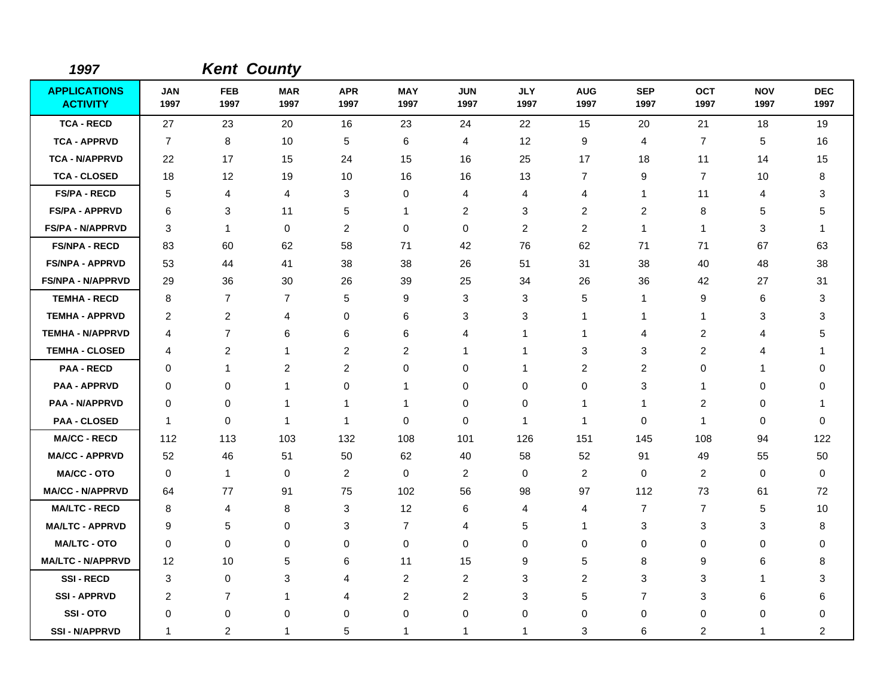**1997** **Kent County**

| APPLICATIONS ACTIVITY | JAN 1997 | FEB 1997 | MAR 1997 | APR 1997 | MAY 1997 | JUN 1997 | JLY 1997 | AUG 1997 | SEP 1997 | OCT 1997 | NOV 1997 | DEC 1997 |
|---|---|---|---|---|---|---|---|---|---|---|---|---|
| TCA - RECD | 27 | 23 | 20 | 16 | 23 | 24 | 22 | 15 | 20 | 21 | 18 | 19 |
| TCA - APPRVD | 7 | 8 | 10 | 5 | 6 | 4 | 12 | 9 | 4 | 7 | 5 | 16 |
| TCA - N/APPRVD | 22 | 17 | 15 | 24 | 15 | 16 | 25 | 17 | 18 | 11 | 14 | 15 |
| TCA - CLOSED | 18 | 12 | 19 | 10 | 16 | 16 | 13 | 7 | 9 | 7 | 10 | 8 |
| FS/PA - RECD | 5 | 4 | 4 | 3 | 0 | 4 | 4 | 4 | 1 | 11 | 4 | 3 |
| FS/PA - APPRVD | 6 | 3 | 11 | 5 | 1 | 2 | 3 | 2 | 2 | 8 | 5 | 5 |
| FS/PA - N/APPRVD | 3 | 1 | 0 | 2 | 0 | 0 | 2 | 2 | 1 | 1 | 3 | 1 |
| FS/NPA - RECD | 83 | 60 | 62 | 58 | 71 | 42 | 76 | 62 | 71 | 71 | 67 | 63 |
| FS/NPA - APPRVD | 53 | 44 | 41 | 38 | 38 | 26 | 51 | 31 | 38 | 40 | 48 | 38 |
| FS/NPA - N/APPRVD | 29 | 36 | 30 | 26 | 39 | 25 | 34 | 26 | 36 | 42 | 27 | 31 |
| TEMHA - RECD | 8 | 7 | 7 | 5 | 9 | 3 | 3 | 5 | 1 | 9 | 6 | 3 |
| TEMHA - APPRVD | 2 | 2 | 4 | 0 | 6 | 3 | 3 | 1 | 1 | 1 | 3 | 3 |
| TEMHA - N/APPRVD | 4 | 7 | 6 | 6 | 6 | 4 | 1 | 1 | 4 | 2 | 4 | 5 |
| TEMHA - CLOSED | 4 | 2 | 1 | 2 | 2 | 1 | 1 | 3 | 3 | 2 | 4 | 1 |
| PAA - RECD | 0 | 1 | 2 | 2 | 0 | 0 | 1 | 2 | 2 | 0 | 1 | 0 |
| PAA - APPRVD | 0 | 0 | 1 | 0 | 1 | 0 | 0 | 0 | 3 | 1 | 0 | 0 |
| PAA - N/APPRVD | 0 | 0 | 1 | 1 | 1 | 0 | 0 | 1 | 1 | 2 | 0 | 1 |
| PAA - CLOSED | 1 | 0 | 1 | 1 | 0 | 0 | 1 | 1 | 0 | 1 | 0 | 0 |
| MA/CC - RECD | 112 | 113 | 103 | 132 | 108 | 101 | 126 | 151 | 145 | 108 | 94 | 122 |
| MA/CC - APPRVD | 52 | 46 | 51 | 50 | 62 | 40 | 58 | 52 | 91 | 49 | 55 | 50 |
| MA/CC - OTO | 0 | 1 | 0 | 2 | 0 | 2 | 0 | 2 | 0 | 2 | 0 | 0 |
| MA/CC - N/APPRVD | 64 | 77 | 91 | 75 | 102 | 56 | 98 | 97 | 112 | 73 | 61 | 72 |
| MA/LTC - RECD | 8 | 4 | 8 | 3 | 12 | 6 | 4 | 4 | 7 | 7 | 5 | 10 |
| MA/LTC - APPRVD | 9 | 5 | 0 | 3 | 7 | 4 | 5 | 1 | 3 | 3 | 3 | 8 |
| MA/LTC - OTO | 0 | 0 | 0 | 0 | 0 | 0 | 0 | 0 | 0 | 0 | 0 | 0 |
| MA/LTC - N/APPRVD | 12 | 10 | 5 | 6 | 11 | 15 | 9 | 5 | 8 | 9 | 6 | 8 |
| SSI - RECD | 3 | 0 | 3 | 4 | 2 | 2 | 3 | 2 | 3 | 3 | 1 | 3 |
| SSI - APPRVD | 2 | 7 | 1 | 4 | 2 | 2 | 3 | 5 | 7 | 3 | 6 | 6 |
| SSI - OTO | 0 | 0 | 0 | 0 | 0 | 0 | 0 | 0 | 0 | 0 | 0 | 0 |
| SSI - N/APPRVD | 1 | 2 | 1 | 5 | 1 | 1 | 1 | 3 | 6 | 2 | 1 | 2 |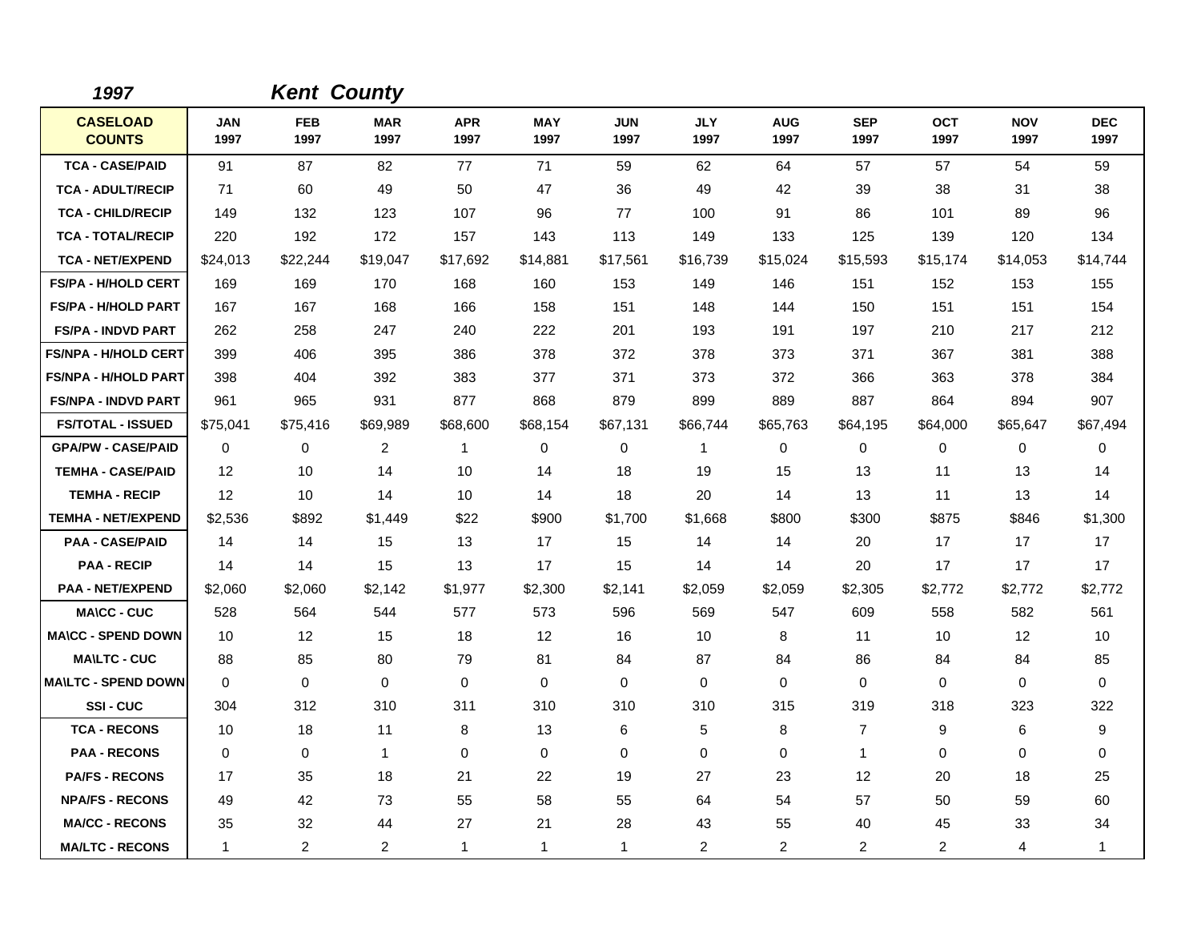**1997** **Kent County**

| CASELOAD COUNTS | JAN 1997 | FEB 1997 | MAR 1997 | APR 1997 | MAY 1997 | JUN 1997 | JLY 1997 | AUG 1997 | SEP 1997 | OCT 1997 | NOV 1997 | DEC 1997 |
|---|---|---|---|---|---|---|---|---|---|---|---|---|
| TCA - CASE/PAID | 91 | 87 | 82 | 77 | 71 | 59 | 62 | 64 | 57 | 57 | 54 | 59 |
| TCA - ADULT/RECIP | 71 | 60 | 49 | 50 | 47 | 36 | 49 | 42 | 39 | 38 | 31 | 38 |
| TCA - CHILD/RECIP | 149 | 132 | 123 | 107 | 96 | 77 | 100 | 91 | 86 | 101 | 89 | 96 |
| TCA - TOTAL/RECIP | 220 | 192 | 172 | 157 | 143 | 113 | 149 | 133 | 125 | 139 | 120 | 134 |
| TCA - NET/EXPEND | $24,013 | $22,244 | $19,047 | $17,692 | $14,881 | $17,561 | $16,739 | $15,024 | $15,593 | $15,174 | $14,053 | $14,744 |
| FS/PA - H/HOLD CERT | 169 | 169 | 170 | 168 | 160 | 153 | 149 | 146 | 151 | 152 | 153 | 155 |
| FS/PA - H/HOLD PART | 167 | 167 | 168 | 166 | 158 | 151 | 148 | 144 | 150 | 151 | 151 | 154 |
| FS/PA - INDVD PART | 262 | 258 | 247 | 240 | 222 | 201 | 193 | 191 | 197 | 210 | 217 | 212 |
| FS/NPA - H/HOLD CERT | 399 | 406 | 395 | 386 | 378 | 372 | 378 | 373 | 371 | 367 | 381 | 388 |
| FS/NPA - H/HOLD PART | 398 | 404 | 392 | 383 | 377 | 371 | 373 | 372 | 366 | 363 | 378 | 384 |
| FS/NPA - INDVD PART | 961 | 965 | 931 | 877 | 868 | 879 | 899 | 889 | 887 | 864 | 894 | 907 |
| FS/TOTAL - ISSUED | $75,041 | $75,416 | $69,989 | $68,600 | $68,154 | $67,131 | $66,744 | $65,763 | $64,195 | $64,000 | $65,647 | $67,494 |
| GPA/PW - CASE/PAID | 0 | 0 | 2 | 1 | 0 | 0 | 1 | 0 | 0 | 0 | 0 | 0 |
| TEMHA - CASE/PAID | 12 | 10 | 14 | 10 | 14 | 18 | 19 | 15 | 13 | 11 | 13 | 14 |
| TEMHA - RECIP | 12 | 10 | 14 | 10 | 14 | 18 | 20 | 14 | 13 | 11 | 13 | 14 |
| TEMHA - NET/EXPEND | $2,536 | $892 | $1,449 | $22 | $900 | $1,700 | $1,668 | $800 | $300 | $875 | $846 | $1,300 |
| PAA - CASE/PAID | 14 | 14 | 15 | 13 | 17 | 15 | 14 | 14 | 20 | 17 | 17 | 17 |
| PAA - RECIP | 14 | 14 | 15 | 13 | 17 | 15 | 14 | 14 | 20 | 17 | 17 | 17 |
| PAA - NET/EXPEND | $2,060 | $2,060 | $2,142 | $1,977 | $2,300 | $2,141 | $2,059 | $2,059 | $2,305 | $2,772 | $2,772 | $2,772 |
| MA\CC - CUC | 528 | 564 | 544 | 577 | 573 | 596 | 569 | 547 | 609 | 558 | 582 | 561 |
| MA\CC - SPEND DOWN | 10 | 12 | 15 | 18 | 12 | 16 | 10 | 8 | 11 | 10 | 12 | 10 |
| MA\LTC - CUC | 88 | 85 | 80 | 79 | 81 | 84 | 87 | 84 | 86 | 84 | 84 | 85 |
| MA\LTC - SPEND DOWN | 0 | 0 | 0 | 0 | 0 | 0 | 0 | 0 | 0 | 0 | 0 | 0 |
| SSI - CUC | 304 | 312 | 310 | 311 | 310 | 310 | 310 | 315 | 319 | 318 | 323 | 322 |
| TCA - RECONS | 10 | 18 | 11 | 8 | 13 | 6 | 5 | 8 | 7 | 9 | 6 | 9 |
| PAA - RECONS | 0 | 0 | 1 | 0 | 0 | 0 | 0 | 0 | 1 | 0 | 0 | 0 |
| PA/FS - RECONS | 17 | 35 | 18 | 21 | 22 | 19 | 27 | 23 | 12 | 20 | 18 | 25 |
| NPA/FS - RECONS | 49 | 42 | 73 | 55 | 58 | 55 | 64 | 54 | 57 | 50 | 59 | 60 |
| MA/CC - RECONS | 35 | 32 | 44 | 27 | 21 | 28 | 43 | 55 | 40 | 45 | 33 | 34 |
| MA/LTC - RECONS | 1 | 2 | 2 | 1 | 1 | 1 | 2 | 2 | 2 | 2 | 4 | 1 |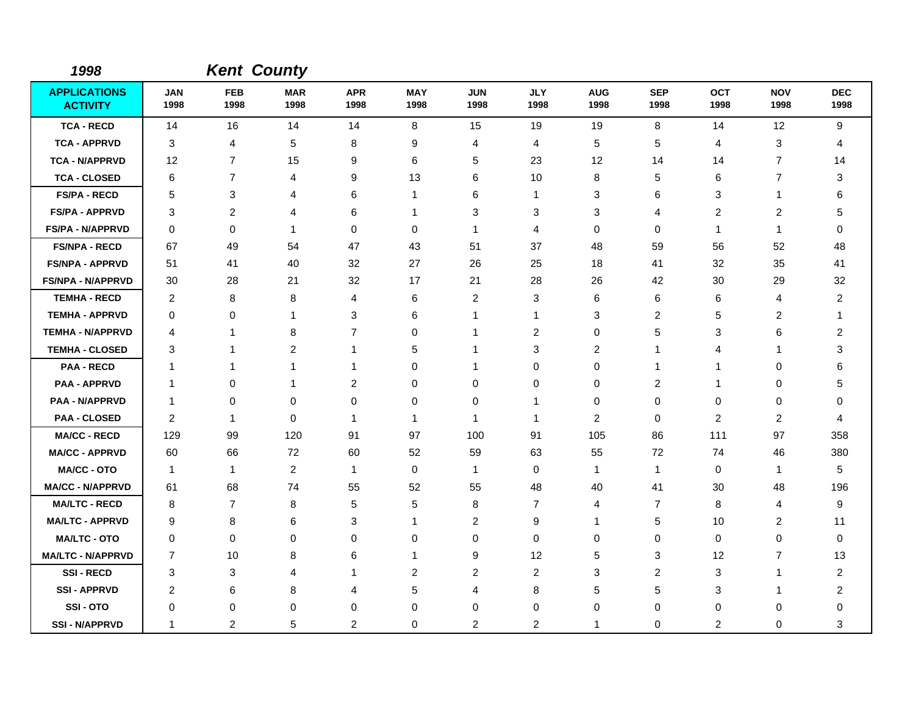**1998** **Kent County**

| APPLICATIONS ACTIVITY | JAN 1998 | FEB 1998 | MAR 1998 | APR 1998 | MAY 1998 | JUN 1998 | JLY 1998 | AUG 1998 | SEP 1998 | OCT 1998 | NOV 1998 | DEC 1998 |
|---|---|---|---|---|---|---|---|---|---|---|---|---|
| TCA - RECD | 14 | 16 | 14 | 14 | 8 | 15 | 19 | 19 | 8 | 14 | 12 | 9 |
| TCA - APPRVD | 3 | 4 | 5 | 8 | 9 | 4 | 4 | 5 | 5 | 4 | 3 | 4 |
| TCA - N/APPRVD | 12 | 7 | 15 | 9 | 6 | 5 | 23 | 12 | 14 | 14 | 7 | 14 |
| TCA - CLOSED | 6 | 7 | 4 | 9 | 13 | 6 | 10 | 8 | 5 | 6 | 7 | 3 |
| FS/PA - RECD | 5 | 3 | 4 | 6 | 1 | 6 | 1 | 3 | 6 | 3 | 1 | 6 |
| FS/PA - APPRVD | 3 | 2 | 4 | 6 | 1 | 3 | 3 | 3 | 4 | 2 | 2 | 5 |
| FS/PA - N/APPRVD | 0 | 0 | 1 | 0 | 0 | 1 | 4 | 0 | 0 | 1 | 1 | 0 |
| FS/NPA - RECD | 67 | 49 | 54 | 47 | 43 | 51 | 37 | 48 | 59 | 56 | 52 | 48 |
| FS/NPA - APPRVD | 51 | 41 | 40 | 32 | 27 | 26 | 25 | 18 | 41 | 32 | 35 | 41 |
| FS/NPA - N/APPRVD | 30 | 28 | 21 | 32 | 17 | 21 | 28 | 26 | 42 | 30 | 29 | 32 |
| TEMHA - RECD | 2 | 8 | 8 | 4 | 6 | 2 | 3 | 6 | 6 | 6 | 4 | 2 |
| TEMHA - APPRVD | 0 | 0 | 1 | 3 | 6 | 1 | 1 | 3 | 2 | 5 | 2 | 1 |
| TEMHA - N/APPRVD | 4 | 1 | 8 | 7 | 0 | 1 | 2 | 0 | 5 | 3 | 6 | 2 |
| TEMHA - CLOSED | 3 | 1 | 2 | 1 | 5 | 1 | 3 | 2 | 1 | 4 | 1 | 3 |
| PAA - RECD | 1 | 1 | 1 | 1 | 0 | 1 | 0 | 0 | 1 | 1 | 0 | 6 |
| PAA - APPRVD | 1 | 0 | 1 | 2 | 0 | 0 | 0 | 0 | 2 | 1 | 0 | 5 |
| PAA - N/APPRVD | 1 | 0 | 0 | 0 | 0 | 0 | 1 | 0 | 0 | 0 | 0 | 0 |
| PAA - CLOSED | 2 | 1 | 0 | 1 | 1 | 1 | 1 | 2 | 0 | 2 | 2 | 4 |
| MA/CC - RECD | 129 | 99 | 120 | 91 | 97 | 100 | 91 | 105 | 86 | 111 | 97 | 358 |
| MA/CC - APPRVD | 60 | 66 | 72 | 60 | 52 | 59 | 63 | 55 | 72 | 74 | 46 | 380 |
| MA/CC - OTO | 1 | 1 | 2 | 1 | 0 | 1 | 0 | 1 | 1 | 0 | 1 | 5 |
| MA/CC - N/APPRVD | 61 | 68 | 74 | 55 | 52 | 55 | 48 | 40 | 41 | 30 | 48 | 196 |
| MA/LTC - RECD | 8 | 7 | 8 | 5 | 5 | 8 | 7 | 4 | 7 | 8 | 4 | 9 |
| MA/LTC - APPRVD | 9 | 8 | 6 | 3 | 1 | 2 | 9 | 1 | 5 | 10 | 2 | 11 |
| MA/LTC - OTO | 0 | 0 | 0 | 0 | 0 | 0 | 0 | 0 | 0 | 0 | 0 | 0 |
| MA/LTC - N/APPRVD | 7 | 10 | 8 | 6 | 1 | 9 | 12 | 5 | 3 | 12 | 7 | 13 |
| SSI - RECD | 3 | 3 | 4 | 1 | 2 | 2 | 2 | 3 | 2 | 3 | 1 | 2 |
| SSI - APPRVD | 2 | 6 | 8 | 4 | 5 | 4 | 8 | 5 | 5 | 3 | 1 | 2 |
| SSI - OTO | 0 | 0 | 0 | 0 | 0 | 0 | 0 | 0 | 0 | 0 | 0 | 0 |
| SSI - N/APPRVD | 1 | 2 | 5 | 2 | 0 | 2 | 2 | 1 | 0 | 2 | 0 | 3 |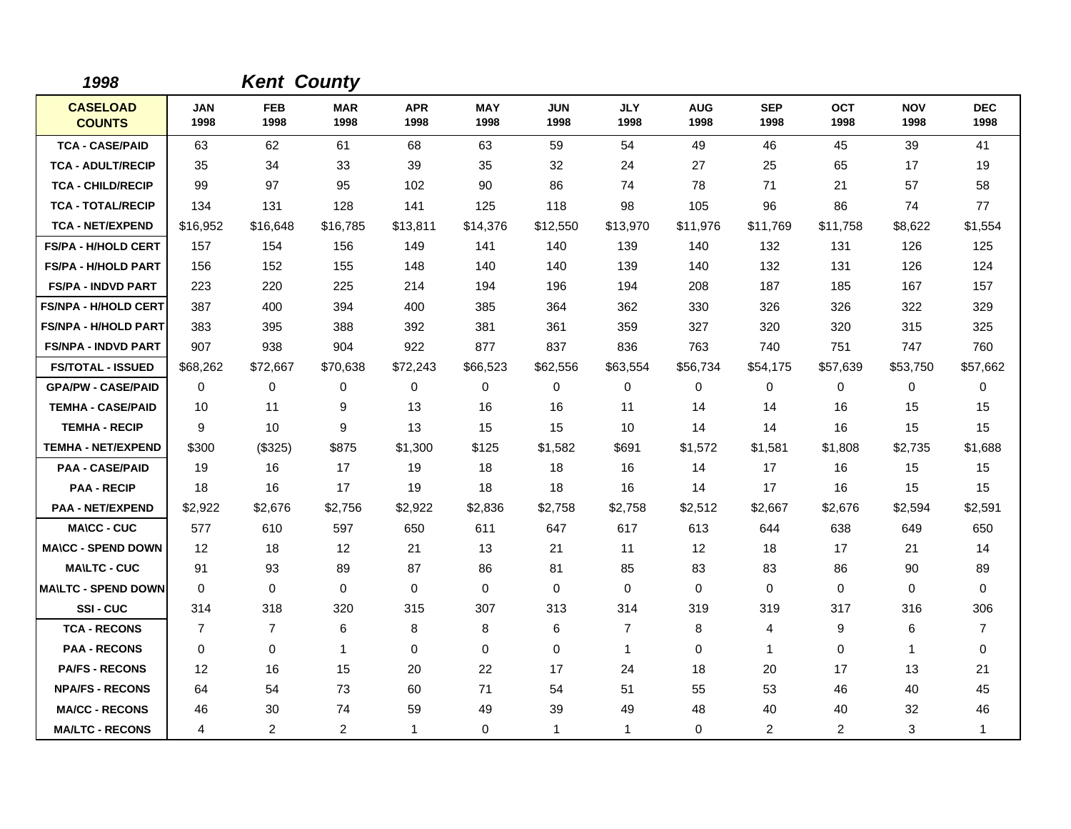**1998** **Kent County**

| CASELOAD COUNTS | JAN 1998 | FEB 1998 | MAR 1998 | APR 1998 | MAY 1998 | JUN 1998 | JLY 1998 | AUG 1998 | SEP 1998 | OCT 1998 | NOV 1998 | DEC 1998 |
|---|---|---|---|---|---|---|---|---|---|---|---|---|
| TCA - CASE/PAID | 63 | 62 | 61 | 68 | 63 | 59 | 54 | 49 | 46 | 45 | 39 | 41 |
| TCA - ADULT/RECIP | 35 | 34 | 33 | 39 | 35 | 32 | 24 | 27 | 25 | 65 | 17 | 19 |
| TCA - CHILD/RECIP | 99 | 97 | 95 | 102 | 90 | 86 | 74 | 78 | 71 | 21 | 57 | 58 |
| TCA - TOTAL/RECIP | 134 | 131 | 128 | 141 | 125 | 118 | 98 | 105 | 96 | 86 | 74 | 77 |
| TCA - NET/EXPEND | $16,952 | $16,648 | $16,785 | $13,811 | $14,376 | $12,550 | $13,970 | $11,976 | $11,769 | $11,758 | $8,622 | $1,554 |
| FS/PA - H/HOLD CERT | 157 | 154 | 156 | 149 | 141 | 140 | 139 | 140 | 132 | 131 | 126 | 125 |
| FS/PA - H/HOLD PART | 156 | 152 | 155 | 148 | 140 | 140 | 139 | 140 | 132 | 131 | 126 | 124 |
| FS/PA - INDVD PART | 223 | 220 | 225 | 214 | 194 | 196 | 194 | 208 | 187 | 185 | 167 | 157 |
| FS/NPA - H/HOLD CERT | 387 | 400 | 394 | 400 | 385 | 364 | 362 | 330 | 326 | 326 | 322 | 329 |
| FS/NPA - H/HOLD PART | 383 | 395 | 388 | 392 | 381 | 361 | 359 | 327 | 320 | 320 | 315 | 325 |
| FS/NPA - INDVD PART | 907 | 938 | 904 | 922 | 877 | 837 | 836 | 763 | 740 | 751 | 747 | 760 |
| FS/TOTAL - ISSUED | $68,262 | $72,667 | $70,638 | $72,243 | $66,523 | $62,556 | $63,554 | $56,734 | $54,175 | $57,639 | $53,750 | $57,662 |
| GPA/PW - CASE/PAID | 0 | 0 | 0 | 0 | 0 | 0 | 0 | 0 | 0 | 0 | 0 | 0 |
| TEMHA - CASE/PAID | 10 | 11 | 9 | 13 | 16 | 16 | 11 | 14 | 14 | 16 | 15 | 15 |
| TEMHA - RECIP | 9 | 10 | 9 | 13 | 15 | 15 | 10 | 14 | 14 | 16 | 15 | 15 |
| TEMHA - NET/EXPEND | $300 | ($325) | $875 | $1,300 | $125 | $1,582 | $691 | $1,572 | $1,581 | $1,808 | $2,735 | $1,688 |
| PAA - CASE/PAID | 19 | 16 | 17 | 19 | 18 | 18 | 16 | 14 | 17 | 16 | 15 | 15 |
| PAA - RECIP | 18 | 16 | 17 | 19 | 18 | 18 | 16 | 14 | 17 | 16 | 15 | 15 |
| PAA - NET/EXPEND | $2,922 | $2,676 | $2,756 | $2,922 | $2,836 | $2,758 | $2,758 | $2,512 | $2,667 | $2,676 | $2,594 | $2,591 |
| MA\CC - CUC | 577 | 610 | 597 | 650 | 611 | 647 | 617 | 613 | 644 | 638 | 649 | 650 |
| MA\CC - SPEND DOWN | 12 | 18 | 12 | 21 | 13 | 21 | 11 | 12 | 18 | 17 | 21 | 14 |
| MA\LTC - CUC | 91 | 93 | 89 | 87 | 86 | 81 | 85 | 83 | 83 | 86 | 90 | 89 |
| MA\LTC - SPEND DOWN | 0 | 0 | 0 | 0 | 0 | 0 | 0 | 0 | 0 | 0 | 0 | 0 |
| SSI - CUC | 314 | 318 | 320 | 315 | 307 | 313 | 314 | 319 | 319 | 317 | 316 | 306 |
| TCA - RECONS | 7 | 7 | 6 | 8 | 8 | 6 | 7 | 8 | 4 | 9 | 6 | 7 |
| PAA - RECONS | 0 | 0 | 1 | 0 | 0 | 0 | 1 | 0 | 1 | 0 | 1 | 0 |
| PA/FS - RECONS | 12 | 16 | 15 | 20 | 22 | 17 | 24 | 18 | 20 | 17 | 13 | 21 |
| NPA/FS - RECONS | 64 | 54 | 73 | 60 | 71 | 54 | 51 | 55 | 53 | 46 | 40 | 45 |
| MA/CC - RECONS | 46 | 30 | 74 | 59 | 49 | 39 | 49 | 48 | 40 | 40 | 32 | 46 |
| MA/LTC - RECONS | 4 | 2 | 2 | 1 | 0 | 1 | 1 | 0 | 2 | 2 | 3 | 1 |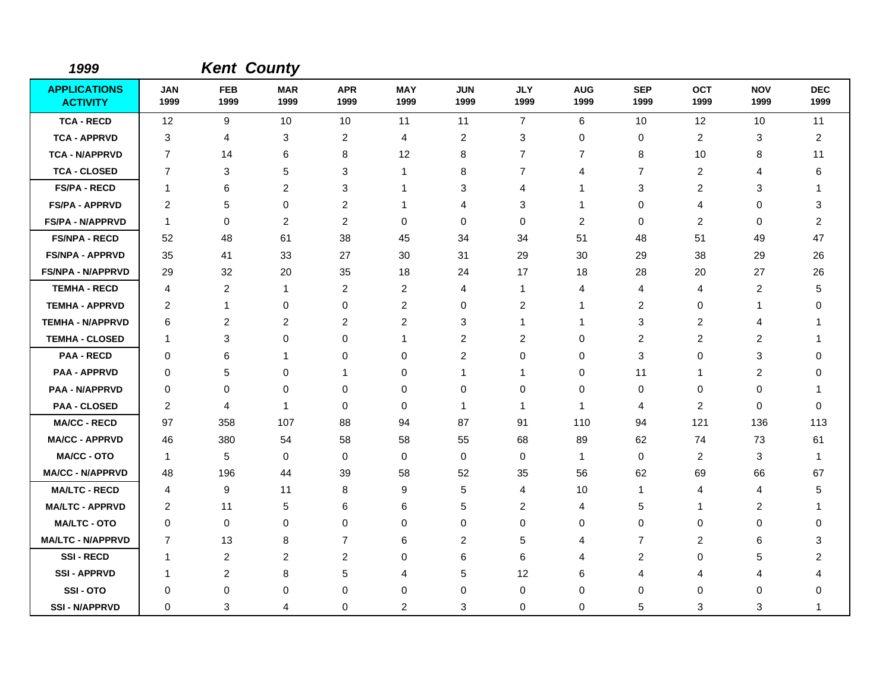*1999* ***Kent County***

| APPLICATIONS ACTIVITY | JAN 1999 | FEB 1999 | MAR 1999 | APR 1999 | MAY 1999 | JUN 1999 | JLY 1999 | AUG 1999 | SEP 1999 | OCT 1999 | NOV 1999 | DEC 1999 |
|---|---|---|---|---|---|---|---|---|---|---|---|---|
| TCA - RECD | 12 | 9 | 10 | 10 | 11 | 11 | 7 | 6 | 10 | 12 | 10 | 11 |
| TCA - APPRVD | 3 | 4 | 3 | 2 | 4 | 2 | 3 | 0 | 0 | 2 | 3 | 2 |
| TCA - N/APPRVD | 7 | 14 | 6 | 8 | 12 | 8 | 7 | 7 | 8 | 10 | 8 | 11 |
| TCA - CLOSED | 7 | 3 | 5 | 3 | 1 | 8 | 7 | 4 | 7 | 2 | 4 | 6 |
| FS/PA - RECD | 1 | 6 | 2 | 3 | 1 | 3 | 4 | 1 | 3 | 2 | 3 | 1 |
| FS/PA - APPRVD | 2 | 5 | 0 | 2 | 1 | 4 | 3 | 1 | 0 | 4 | 0 | 3 |
| FS/PA - N/APPRVD | 1 | 0 | 2 | 2 | 0 | 0 | 0 | 2 | 0 | 2 | 0 | 2 |
| FS/NPA - RECD | 52 | 48 | 61 | 38 | 45 | 34 | 34 | 51 | 48 | 51 | 49 | 47 |
| FS/NPA - APPRVD | 35 | 41 | 33 | 27 | 30 | 31 | 29 | 30 | 29 | 38 | 29 | 26 |
| FS/NPA - N/APPRVD | 29 | 32 | 20 | 35 | 18 | 24 | 17 | 18 | 28 | 20 | 27 | 26 |
| TEMHA - RECD | 4 | 2 | 1 | 2 | 2 | 4 | 1 | 4 | 4 | 4 | 2 | 5 |
| TEMHA - APPRVD | 2 | 1 | 0 | 0 | 2 | 0 | 2 | 1 | 2 | 0 | 1 | 0 |
| TEMHA - N/APPRVD | 6 | 2 | 2 | 2 | 2 | 3 | 1 | 1 | 3 | 2 | 4 | 1 |
| TEMHA - CLOSED | 1 | 3 | 0 | 0 | 1 | 2 | 2 | 0 | 2 | 2 | 2 | 1 |
| PAA - RECD | 0 | 6 | 1 | 0 | 0 | 2 | 0 | 0 | 3 | 0 | 3 | 0 |
| PAA - APPRVD | 0 | 5 | 0 | 1 | 0 | 1 | 1 | 0 | 11 | 1 | 2 | 0 |
| PAA - N/APPRVD | 0 | 0 | 0 | 0 | 0 | 0 | 0 | 0 | 0 | 0 | 0 | 1 |
| PAA - CLOSED | 2 | 4 | 1 | 0 | 0 | 1 | 1 | 1 | 4 | 2 | 0 | 0 |
| MA/CC - RECD | 97 | 358 | 107 | 88 | 94 | 87 | 91 | 110 | 94 | 121 | 136 | 113 |
| MA/CC - APPRVD | 46 | 380 | 54 | 58 | 58 | 55 | 68 | 89 | 62 | 74 | 73 | 61 |
| MA/CC - OTO | 1 | 5 | 0 | 0 | 0 | 0 | 0 | 1 | 0 | 2 | 3 | 1 |
| MA/CC - N/APPRVD | 48 | 196 | 44 | 39 | 58 | 52 | 35 | 56 | 62 | 69 | 66 | 67 |
| MA/LTC - RECD | 4 | 9 | 11 | 8 | 9 | 5 | 4 | 10 | 1 | 4 | 4 | 5 |
| MA/LTC - APPRVD | 2 | 11 | 5 | 6 | 6 | 5 | 2 | 4 | 5 | 1 | 2 | 1 |
| MA/LTC - OTO | 0 | 0 | 0 | 0 | 0 | 0 | 0 | 0 | 0 | 0 | 0 | 0 |
| MA/LTC - N/APPRVD | 7 | 13 | 8 | 7 | 6 | 2 | 5 | 4 | 7 | 2 | 6 | 3 |
| SSI - RECD | 1 | 2 | 2 | 2 | 0 | 6 | 6 | 4 | 2 | 0 | 5 | 2 |
| SSI - APPRVD | 1 | 2 | 8 | 5 | 4 | 5 | 12 | 6 | 4 | 4 | 4 | 4 |
| SSI - OTO | 0 | 0 | 0 | 0 | 0 | 0 | 0 | 0 | 0 | 0 | 0 | 0 |
| SSI - N/APPRVD | 0 | 3 | 4 | 0 | 2 | 3 | 0 | 0 | 5 | 3 | 3 | 1 |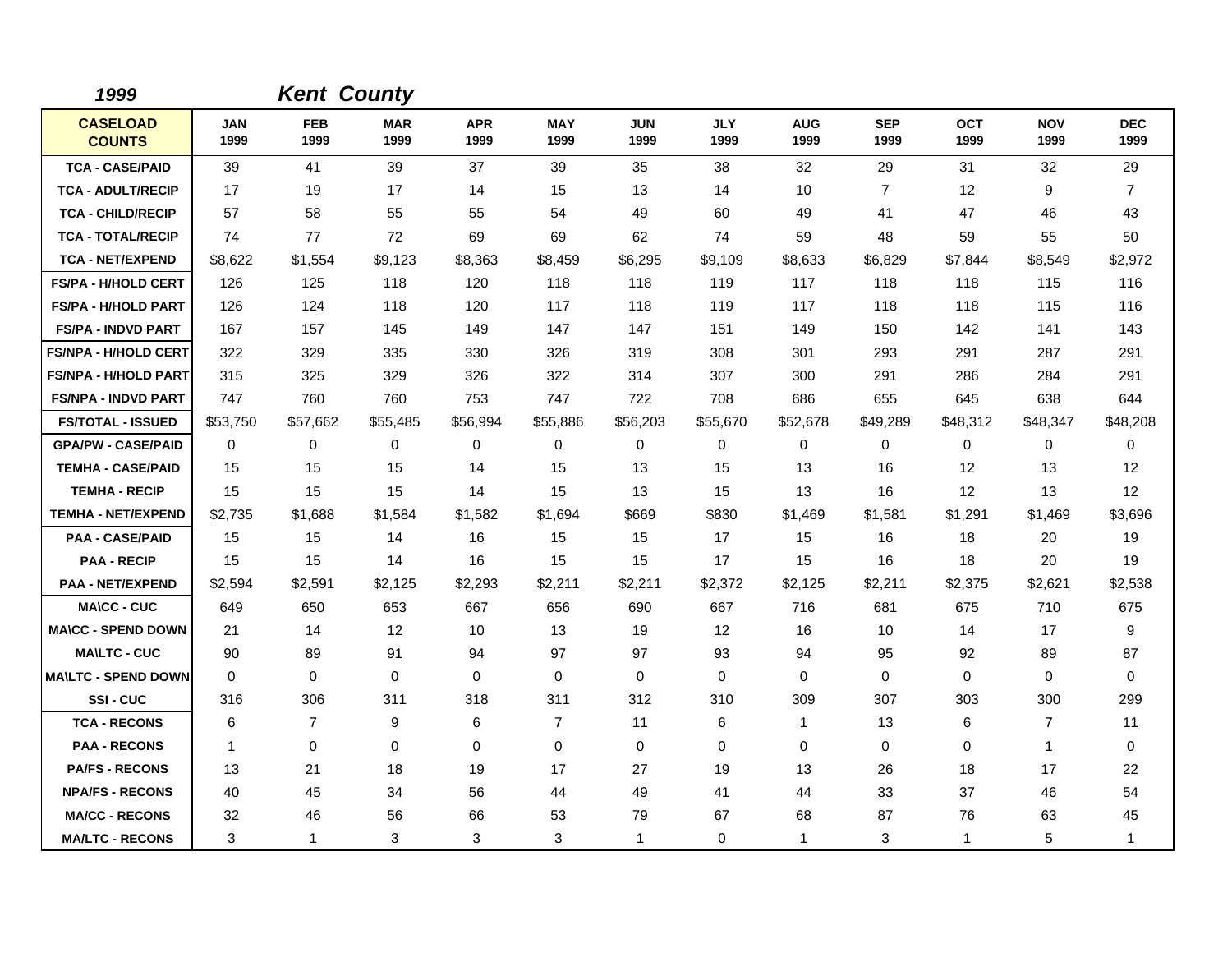*1999* ***Kent County***

| CASELOAD COUNTS | JAN 1999 | FEB 1999 | MAR 1999 | APR 1999 | MAY 1999 | JUN 1999 | JLY 1999 | AUG 1999 | SEP 1999 | OCT 1999 | NOV 1999 | DEC 1999 |
|---|---|---|---|---|---|---|---|---|---|---|---|---|
| TCA - CASE/PAID | 39 | 41 | 39 | 37 | 39 | 35 | 38 | 32 | 29 | 31 | 32 | 29 |
| TCA - ADULT/RECIP | 17 | 19 | 17 | 14 | 15 | 13 | 14 | 10 | 7 | 12 | 9 | 7 |
| TCA - CHILD/RECIP | 57 | 58 | 55 | 55 | 54 | 49 | 60 | 49 | 41 | 47 | 46 | 43 |
| TCA - TOTAL/RECIP | 74 | 77 | 72 | 69 | 69 | 62 | 74 | 59 | 48 | 59 | 55 | 50 |
| TCA - NET/EXPEND | $8,622 | $1,554 | $9,123 | $8,363 | $8,459 | $6,295 | $9,109 | $8,633 | $6,829 | $7,844 | $8,549 | $2,972 |
| FS/PA - H/HOLD CERT | 126 | 125 | 118 | 120 | 118 | 118 | 119 | 117 | 118 | 118 | 115 | 116 |
| FS/PA - H/HOLD PART | 126 | 124 | 118 | 120 | 117 | 118 | 119 | 117 | 118 | 118 | 115 | 116 |
| FS/PA - INDVD PART | 167 | 157 | 145 | 149 | 147 | 147 | 151 | 149 | 150 | 142 | 141 | 143 |
| FS/NPA - H/HOLD CERT | 322 | 329 | 335 | 330 | 326 | 319 | 308 | 301 | 293 | 291 | 287 | 291 |
| FS/NPA - H/HOLD PART | 315 | 325 | 329 | 326 | 322 | 314 | 307 | 300 | 291 | 286 | 284 | 291 |
| FS/NPA - INDVD PART | 747 | 760 | 760 | 753 | 747 | 722 | 708 | 686 | 655 | 645 | 638 | 644 |
| FS/TOTAL - ISSUED | $53,750 | $57,662 | $55,485 | $56,994 | $55,886 | $56,203 | $55,670 | $52,678 | $49,289 | $48,312 | $48,347 | $48,208 |
| GPA/PW - CASE/PAID | 0 | 0 | 0 | 0 | 0 | 0 | 0 | 0 | 0 | 0 | 0 | 0 |
| TEMHA - CASE/PAID | 15 | 15 | 15 | 14 | 15 | 13 | 15 | 13 | 16 | 12 | 13 | 12 |
| TEMHA - RECIP | 15 | 15 | 15 | 14 | 15 | 13 | 15 | 13 | 16 | 12 | 13 | 12 |
| TEMHA - NET/EXPEND | $2,735 | $1,688 | $1,584 | $1,582 | $1,694 | $669 | $830 | $1,469 | $1,581 | $1,291 | $1,469 | $3,696 |
| PAA - CASE/PAID | 15 | 15 | 14 | 16 | 15 | 15 | 17 | 15 | 16 | 18 | 20 | 19 |
| PAA - RECIP | 15 | 15 | 14 | 16 | 15 | 15 | 17 | 15 | 16 | 18 | 20 | 19 |
| PAA - NET/EXPEND | $2,594 | $2,591 | $2,125 | $2,293 | $2,211 | $2,211 | $2,372 | $2,125 | $2,211 | $2,375 | $2,621 | $2,538 |
| MA\CC - CUC | 649 | 650 | 653 | 667 | 656 | 690 | 667 | 716 | 681 | 675 | 710 | 675 |
| MA\CC - SPEND DOWN | 21 | 14 | 12 | 10 | 13 | 19 | 12 | 16 | 10 | 14 | 17 | 9 |
| MA\LTC - CUC | 90 | 89 | 91 | 94 | 97 | 97 | 93 | 94 | 95 | 92 | 89 | 87 |
| MA\LTC - SPEND DOWN | 0 | 0 | 0 | 0 | 0 | 0 | 0 | 0 | 0 | 0 | 0 | 0 |
| SSI - CUC | 316 | 306 | 311 | 318 | 311 | 312 | 310 | 309 | 307 | 303 | 300 | 299 |
| TCA - RECONS | 6 | 7 | 9 | 6 | 7 | 11 | 6 | 1 | 13 | 6 | 7 | 11 |
| PAA - RECONS | 1 | 0 | 0 | 0 | 0 | 0 | 0 | 0 | 0 | 0 | 1 | 0 |
| PA/FS - RECONS | 13 | 21 | 18 | 19 | 17 | 27 | 19 | 13 | 26 | 18 | 17 | 22 |
| NPA/FS - RECONS | 40 | 45 | 34 | 56 | 44 | 49 | 41 | 44 | 33 | 37 | 46 | 54 |
| MA/CC - RECONS | 32 | 46 | 56 | 66 | 53 | 79 | 67 | 68 | 87 | 76 | 63 | 45 |
| MA/LTC - RECONS | 3 | 1 | 3 | 3 | 3 | 1 | 0 | 1 | 3 | 1 | 5 | 1 |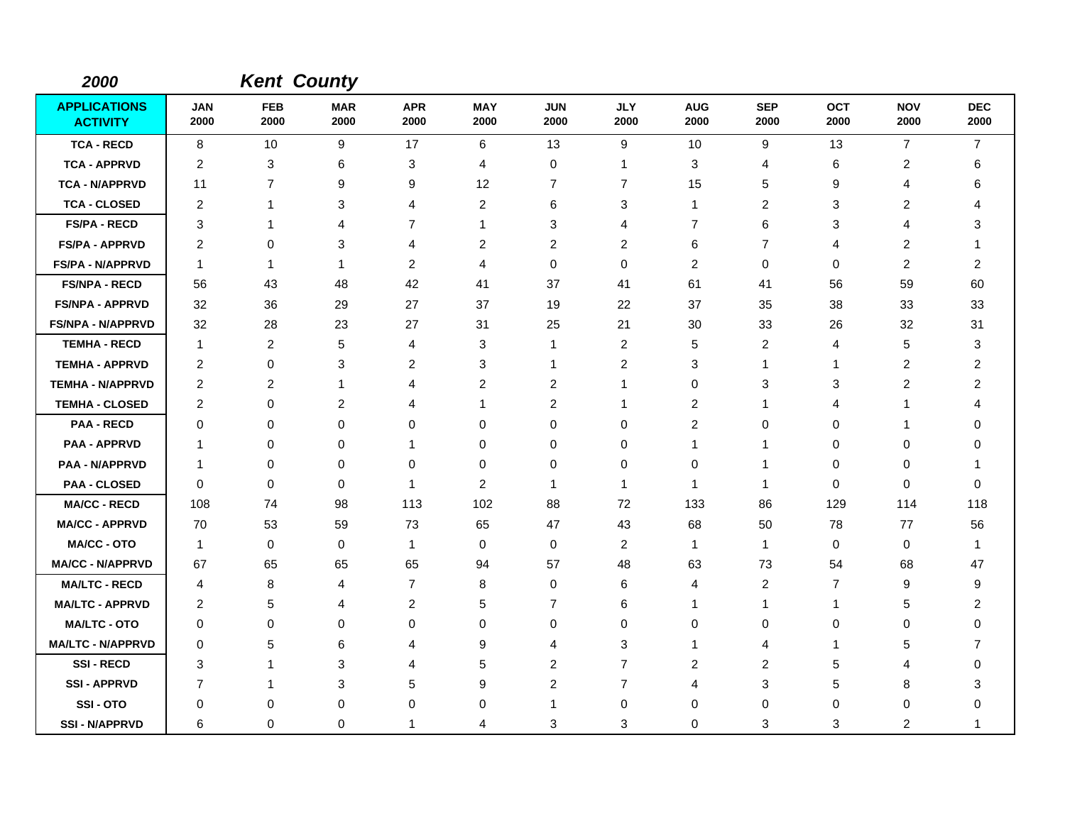**2000** **Kent County**

| APPLICATIONS ACTIVITY | JAN 2000 | FEB 2000 | MAR 2000 | APR 2000 | MAY 2000 | JUN 2000 | JLY 2000 | AUG 2000 | SEP 2000 | OCT 2000 | NOV 2000 | DEC 2000 |
|---|---|---|---|---|---|---|---|---|---|---|---|---|
| TCA - RECD | 8 | 10 | 9 | 17 | 6 | 13 | 9 | 10 | 9 | 13 | 7 | 7 |
| TCA - APPRVD | 2 | 3 | 6 | 3 | 4 | 0 | 1 | 3 | 4 | 6 | 2 | 6 |
| TCA - N/APPRVD | 11 | 7 | 9 | 9 | 12 | 7 | 7 | 15 | 5 | 9 | 4 | 6 |
| TCA - CLOSED | 2 | 1 | 3 | 4 | 2 | 6 | 3 | 1 | 2 | 3 | 2 | 4 |
| FS/PA - RECD | 3 | 1 | 4 | 7 | 1 | 3 | 4 | 7 | 6 | 3 | 4 | 3 |
| FS/PA - APPRVD | 2 | 0 | 3 | 4 | 2 | 2 | 2 | 6 | 7 | 4 | 2 | 1 |
| FS/PA - N/APPRVD | 1 | 1 | 1 | 2 | 4 | 0 | 0 | 2 | 0 | 0 | 2 | 2 |
| FS/NPA - RECD | 56 | 43 | 48 | 42 | 41 | 37 | 41 | 61 | 41 | 56 | 59 | 60 |
| FS/NPA - APPRVD | 32 | 36 | 29 | 27 | 37 | 19 | 22 | 37 | 35 | 38 | 33 | 33 |
| FS/NPA - N/APPRVD | 32 | 28 | 23 | 27 | 31 | 25 | 21 | 30 | 33 | 26 | 32 | 31 |
| TEMHA - RECD | 1 | 2 | 5 | 4 | 3 | 1 | 2 | 5 | 2 | 4 | 5 | 3 |
| TEMHA - APPRVD | 2 | 0 | 3 | 2 | 3 | 1 | 2 | 3 | 1 | 1 | 2 | 2 |
| TEMHA - N/APPRVD | 2 | 2 | 1 | 4 | 2 | 2 | 1 | 0 | 3 | 3 | 2 | 2 |
| TEMHA - CLOSED | 2 | 0 | 2 | 4 | 1 | 2 | 1 | 2 | 1 | 4 | 1 | 4 |
| PAA - RECD | 0 | 0 | 0 | 0 | 0 | 0 | 0 | 2 | 0 | 0 | 1 | 0 |
| PAA - APPRVD | 1 | 0 | 0 | 1 | 0 | 0 | 0 | 1 | 1 | 0 | 0 | 0 |
| PAA - N/APPRVD | 1 | 0 | 0 | 0 | 0 | 0 | 0 | 0 | 1 | 0 | 0 | 1 |
| PAA - CLOSED | 0 | 0 | 0 | 1 | 2 | 1 | 1 | 1 | 1 | 0 | 0 | 0 |
| MA/CC - RECD | 108 | 74 | 98 | 113 | 102 | 88 | 72 | 133 | 86 | 129 | 114 | 118 |
| MA/CC - APPRVD | 70 | 53 | 59 | 73 | 65 | 47 | 43 | 68 | 50 | 78 | 77 | 56 |
| MA/CC - OTO | 1 | 0 | 0 | 1 | 0 | 0 | 2 | 1 | 1 | 0 | 0 | 1 |
| MA/CC - N/APPRVD | 67 | 65 | 65 | 65 | 94 | 57 | 48 | 63 | 73 | 54 | 68 | 47 |
| MA/LTC - RECD | 4 | 8 | 4 | 7 | 8 | 0 | 6 | 4 | 2 | 7 | 9 | 9 |
| MA/LTC - APPRVD | 2 | 5 | 4 | 2 | 5 | 7 | 6 | 1 | 1 | 1 | 5 | 2 |
| MA/LTC - OTO | 0 | 0 | 0 | 0 | 0 | 0 | 0 | 0 | 0 | 0 | 0 | 0 |
| MA/LTC - N/APPRVD | 0 | 5 | 6 | 4 | 9 | 4 | 3 | 1 | 4 | 1 | 5 | 7 |
| SSI - RECD | 3 | 1 | 3 | 4 | 5 | 2 | 7 | 2 | 2 | 5 | 4 | 0 |
| SSI - APPRVD | 7 | 1 | 3 | 5 | 9 | 2 | 7 | 4 | 3 | 5 | 8 | 3 |
| SSI - OTO | 0 | 0 | 0 | 0 | 0 | 1 | 0 | 0 | 0 | 0 | 0 | 0 |
| SSI - N/APPRVD | 6 | 0 | 0 | 1 | 4 | 3 | 3 | 0 | 3 | 3 | 2 | 1 |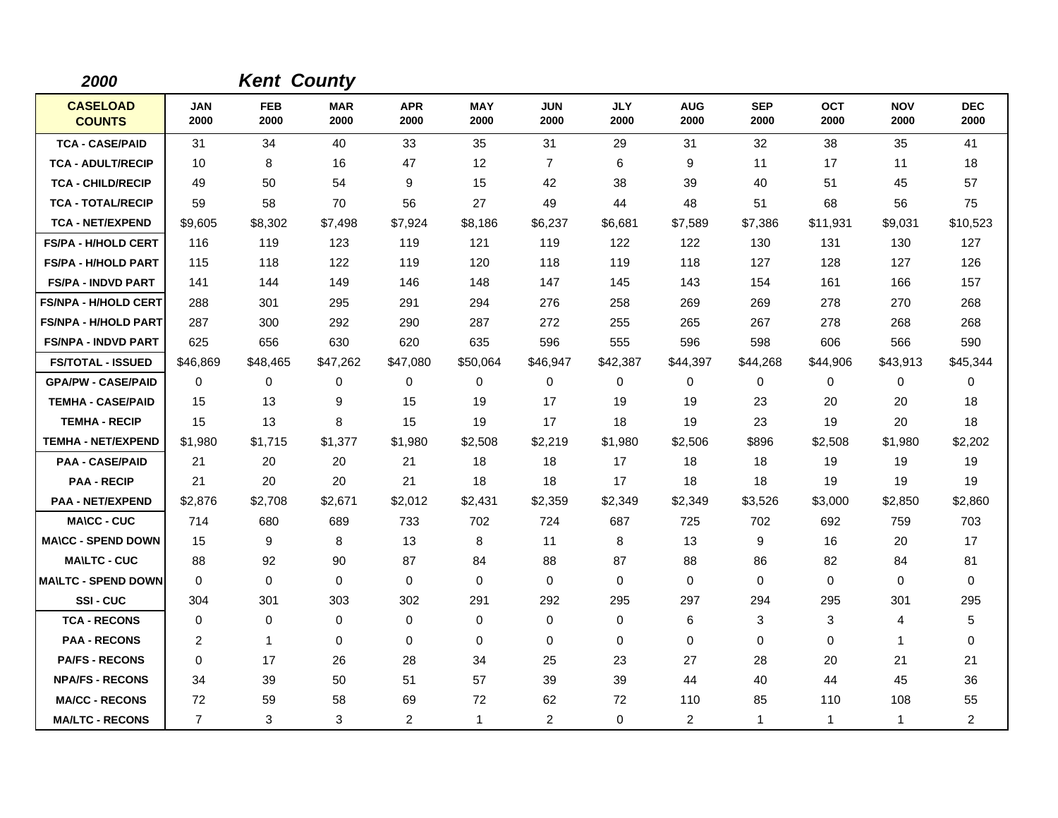*2000* ***Kent County***

| CASELOAD COUNTS | JAN 2000 | FEB 2000 | MAR 2000 | APR 2000 | MAY 2000 | JUN 2000 | JLY 2000 | AUG 2000 | SEP 2000 | OCT 2000 | NOV 2000 | DEC 2000 |
|---|---|---|---|---|---|---|---|---|---|---|---|---|
| TCA - CASE/PAID | 31 | 34 | 40 | 33 | 35 | 31 | 29 | 31 | 32 | 38 | 35 | 41 |
| TCA - ADULT/RECIP | 10 | 8 | 16 | 47 | 12 | 7 | 6 | 9 | 11 | 17 | 11 | 18 |
| TCA - CHILD/RECIP | 49 | 50 | 54 | 9 | 15 | 42 | 38 | 39 | 40 | 51 | 45 | 57 |
| TCA - TOTAL/RECIP | 59 | 58 | 70 | 56 | 27 | 49 | 44 | 48 | 51 | 68 | 56 | 75 |
| TCA - NET/EXPEND | $9,605 | $8,302 | $7,498 | $7,924 | $8,186 | $6,237 | $6,681 | $7,589 | $7,386 | $11,931 | $9,031 | $10,523 |
| FS/PA - H/HOLD CERT | 116 | 119 | 123 | 119 | 121 | 119 | 122 | 122 | 130 | 131 | 130 | 127 |
| FS/PA - H/HOLD PART | 115 | 118 | 122 | 119 | 120 | 118 | 119 | 118 | 127 | 128 | 127 | 126 |
| FS/PA - INDVD PART | 141 | 144 | 149 | 146 | 148 | 147 | 145 | 143 | 154 | 161 | 166 | 157 |
| FS/NPA - H/HOLD CERT | 288 | 301 | 295 | 291 | 294 | 276 | 258 | 269 | 269 | 278 | 270 | 268 |
| FS/NPA - H/HOLD PART | 287 | 300 | 292 | 290 | 287 | 272 | 255 | 265 | 267 | 278 | 268 | 268 |
| FS/NPA - INDVD PART | 625 | 656 | 630 | 620 | 635 | 596 | 555 | 596 | 598 | 606 | 566 | 590 |
| FS/TOTAL - ISSUED | $46,869 | $48,465 | $47,262 | $47,080 | $50,064 | $46,947 | $42,387 | $44,397 | $44,268 | $44,906 | $43,913 | $45,344 |
| GPA/PW - CASE/PAID | 0 | 0 | 0 | 0 | 0 | 0 | 0 | 0 | 0 | 0 | 0 | 0 |
| TEMHA - CASE/PAID | 15 | 13 | 9 | 15 | 19 | 17 | 19 | 19 | 23 | 20 | 20 | 18 |
| TEMHA - RECIP | 15 | 13 | 8 | 15 | 19 | 17 | 18 | 19 | 23 | 19 | 20 | 18 |
| TEMHA - NET/EXPEND | $1,980 | $1,715 | $1,377 | $1,980 | $2,508 | $2,219 | $1,980 | $2,506 | $896 | $2,508 | $1,980 | $2,202 |
| PAA - CASE/PAID | 21 | 20 | 20 | 21 | 18 | 18 | 17 | 18 | 18 | 19 | 19 | 19 |
| PAA - RECIP | 21 | 20 | 20 | 21 | 18 | 18 | 17 | 18 | 18 | 19 | 19 | 19 |
| PAA - NET/EXPEND | $2,876 | $2,708 | $2,671 | $2,012 | $2,431 | $2,359 | $2,349 | $2,349 | $3,526 | $3,000 | $2,850 | $2,860 |
| MA\CC - CUC | 714 | 680 | 689 | 733 | 702 | 724 | 687 | 725 | 702 | 692 | 759 | 703 |
| MA\CC - SPEND DOWN | 15 | 9 | 8 | 13 | 8 | 11 | 8 | 13 | 9 | 16 | 20 | 17 |
| MA\LTC - CUC | 88 | 92 | 90 | 87 | 84 | 88 | 87 | 88 | 86 | 82 | 84 | 81 |
| MA\LTC - SPEND DOWN | 0 | 0 | 0 | 0 | 0 | 0 | 0 | 0 | 0 | 0 | 0 | 0 |
| SSI - CUC | 304 | 301 | 303 | 302 | 291 | 292 | 295 | 297 | 294 | 295 | 301 | 295 |
| TCA - RECONS | 0 | 0 | 0 | 0 | 0 | 0 | 0 | 6 | 3 | 3 | 4 | 5 |
| PAA - RECONS | 2 | 1 | 0 | 0 | 0 | 0 | 0 | 0 | 0 | 0 | 1 | 0 |
| PA/FS - RECONS | 0 | 17 | 26 | 28 | 34 | 25 | 23 | 27 | 28 | 20 | 21 | 21 |
| NPA/FS - RECONS | 34 | 39 | 50 | 51 | 57 | 39 | 39 | 44 | 40 | 44 | 45 | 36 |
| MA/CC - RECONS | 72 | 59 | 58 | 69 | 72 | 62 | 72 | 110 | 85 | 110 | 108 | 55 |
| MA/LTC - RECONS | 7 | 3 | 3 | 2 | 1 | 2 | 0 | 2 | 1 | 1 | 1 | 2 |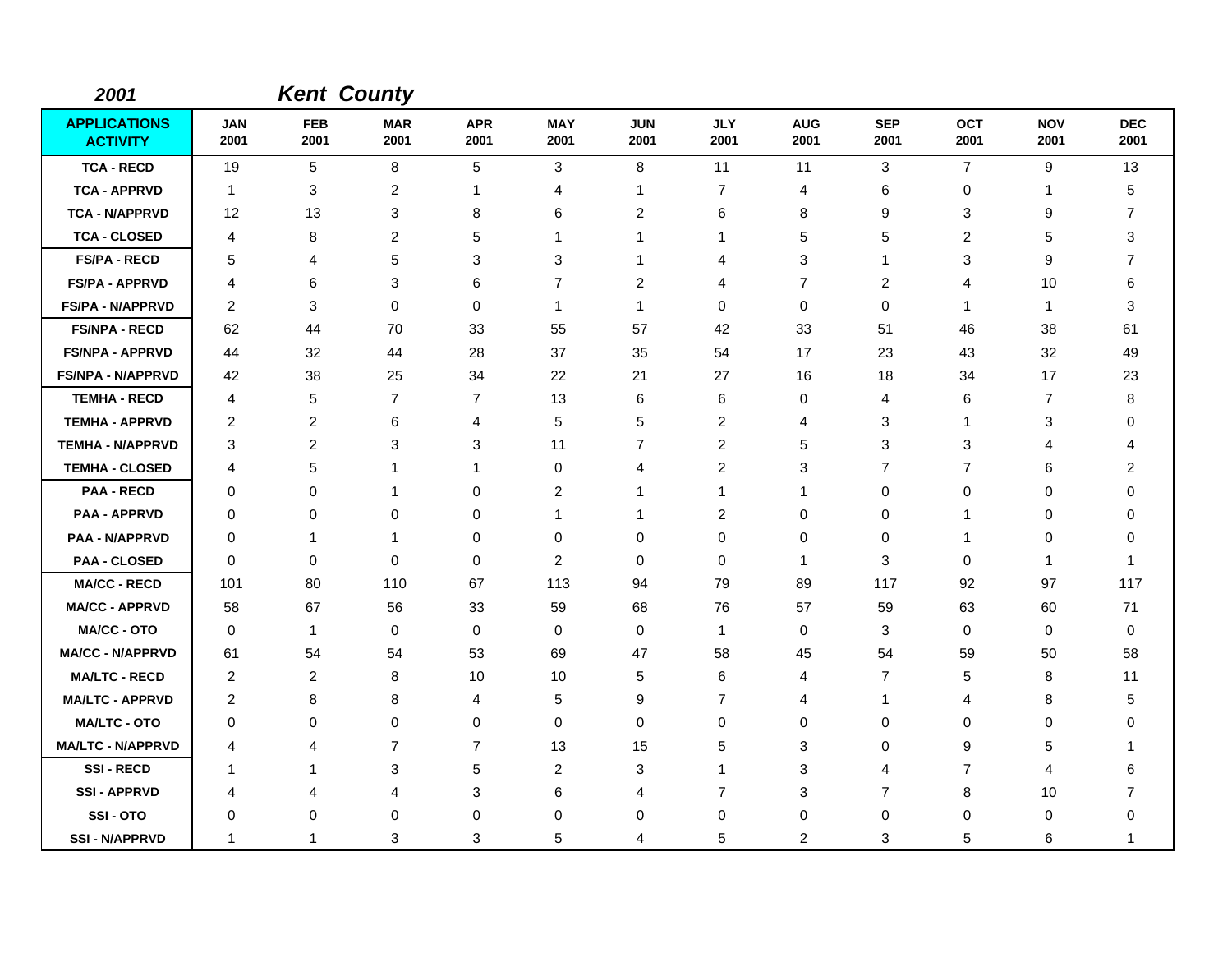**2001** **Kent County**

| APPLICATIONS ACTIVITY | JAN 2001 | FEB 2001 | MAR 2001 | APR 2001 | MAY 2001 | JUN 2001 | JLY 2001 | AUG 2001 | SEP 2001 | OCT 2001 | NOV 2001 | DEC 2001 |
|---|---|---|---|---|---|---|---|---|---|---|---|---|
| TCA - RECD | 19 | 5 | 8 | 5 | 3 | 8 | 11 | 11 | 3 | 7 | 9 | 13 |
| TCA - APPRVD | 1 | 3 | 2 | 1 | 4 | 1 | 7 | 4 | 6 | 0 | 1 | 5 |
| TCA - N/APPRVD | 12 | 13 | 3 | 8 | 6 | 2 | 6 | 8 | 9 | 3 | 9 | 7 |
| TCA - CLOSED | 4 | 8 | 2 | 5 | 1 | 1 | 1 | 5 | 5 | 2 | 5 | 3 |
| FS/PA - RECD | 5 | 4 | 5 | 3 | 3 | 1 | 4 | 3 | 1 | 3 | 9 | 7 |
| FS/PA - APPRVD | 4 | 6 | 3 | 6 | 7 | 2 | 4 | 7 | 2 | 4 | 10 | 6 |
| FS/PA - N/APPRVD | 2 | 3 | 0 | 0 | 1 | 1 | 0 | 0 | 0 | 1 | 1 | 3 |
| FS/NPA - RECD | 62 | 44 | 70 | 33 | 55 | 57 | 42 | 33 | 51 | 46 | 38 | 61 |
| FS/NPA - APPRVD | 44 | 32 | 44 | 28 | 37 | 35 | 54 | 17 | 23 | 43 | 32 | 49 |
| FS/NPA - N/APPRVD | 42 | 38 | 25 | 34 | 22 | 21 | 27 | 16 | 18 | 34 | 17 | 23 |
| TEMHA - RECD | 4 | 5 | 7 | 7 | 13 | 6 | 6 | 0 | 4 | 6 | 7 | 8 |
| TEMHA - APPRVD | 2 | 2 | 6 | 4 | 5 | 5 | 2 | 4 | 3 | 1 | 3 | 0 |
| TEMHA - N/APPRVD | 3 | 2 | 3 | 3 | 11 | 7 | 2 | 5 | 3 | 3 | 4 | 4 |
| TEMHA - CLOSED | 4 | 5 | 1 | 1 | 0 | 4 | 2 | 3 | 7 | 7 | 6 | 2 |
| PAA - RECD | 0 | 0 | 1 | 0 | 2 | 1 | 1 | 1 | 0 | 0 | 0 | 0 |
| PAA - APPRVD | 0 | 0 | 0 | 0 | 1 | 1 | 2 | 0 | 0 | 1 | 0 | 0 |
| PAA - N/APPRVD | 0 | 1 | 1 | 0 | 0 | 0 | 0 | 0 | 0 | 1 | 0 | 0 |
| PAA - CLOSED | 0 | 0 | 0 | 0 | 2 | 0 | 0 | 1 | 3 | 0 | 1 | 1 |
| MA/CC - RECD | 101 | 80 | 110 | 67 | 113 | 94 | 79 | 89 | 117 | 92 | 97 | 117 |
| MA/CC - APPRVD | 58 | 67 | 56 | 33 | 59 | 68 | 76 | 57 | 59 | 63 | 60 | 71 |
| MA/CC - OTO | 0 | 1 | 0 | 0 | 0 | 0 | 1 | 0 | 3 | 0 | 0 | 0 |
| MA/CC - N/APPRVD | 61 | 54 | 54 | 53 | 69 | 47 | 58 | 45 | 54 | 59 | 50 | 58 |
| MA/LTC - RECD | 2 | 2 | 8 | 10 | 10 | 5 | 6 | 4 | 7 | 5 | 8 | 11 |
| MA/LTC - APPRVD | 2 | 8 | 8 | 4 | 5 | 9 | 7 | 4 | 1 | 4 | 8 | 5 |
| MA/LTC - OTO | 0 | 0 | 0 | 0 | 0 | 0 | 0 | 0 | 0 | 0 | 0 | 0 |
| MA/LTC - N/APPRVD | 4 | 4 | 7 | 7 | 13 | 15 | 5 | 3 | 0 | 9 | 5 | 1 |
| SSI - RECD | 1 | 1 | 3 | 5 | 2 | 3 | 1 | 3 | 4 | 7 | 4 | 6 |
| SSI - APPRVD | 4 | 4 | 4 | 3 | 6 | 4 | 7 | 3 | 7 | 8 | 10 | 7 |
| SSI - OTO | 0 | 0 | 0 | 0 | 0 | 0 | 0 | 0 | 0 | 0 | 0 | 0 |
| SSI - N/APPRVD | 1 | 1 | 3 | 3 | 5 | 4 | 5 | 2 | 3 | 5 | 6 | 1 |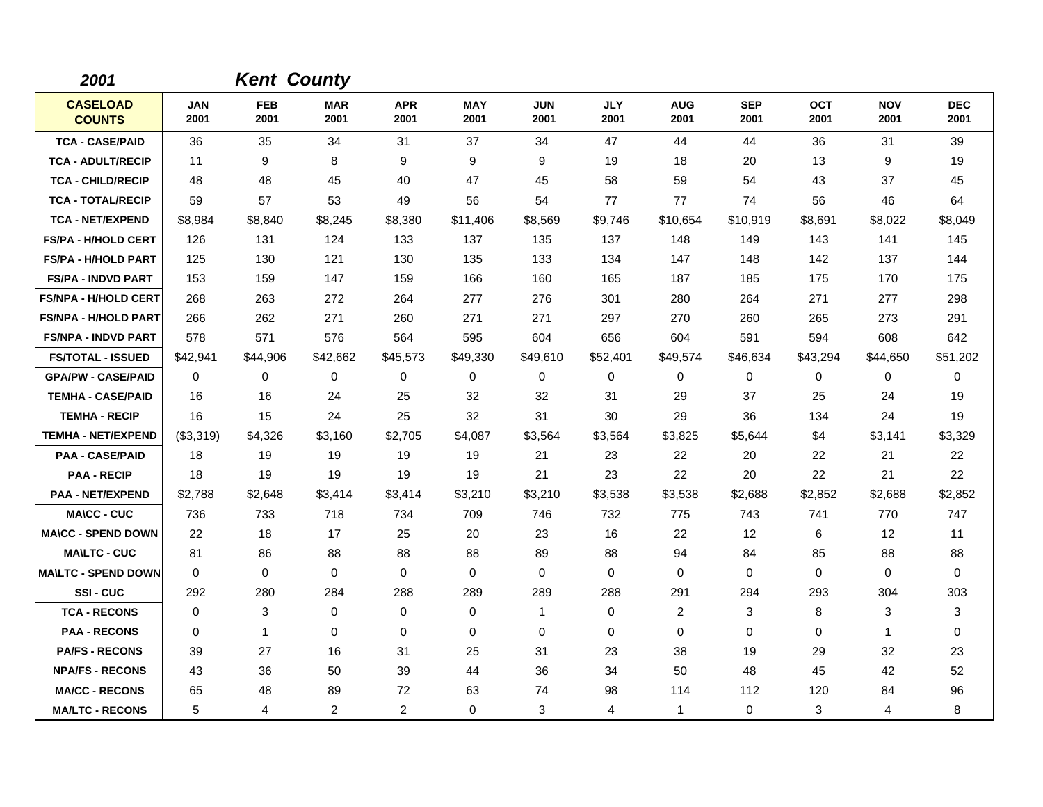**2001** **Kent County**

| CASELOAD COUNTS | JAN 2001 | FEB 2001 | MAR 2001 | APR 2001 | MAY 2001 | JUN 2001 | JLY 2001 | AUG 2001 | SEP 2001 | OCT 2001 | NOV 2001 | DEC 2001 |
|---|---|---|---|---|---|---|---|---|---|---|---|---|
| TCA - CASE/PAID | 36 | 35 | 34 | 31 | 37 | 34 | 47 | 44 | 44 | 36 | 31 | 39 |
| TCA - ADULT/RECIP | 11 | 9 | 8 | 9 | 9 | 9 | 19 | 18 | 20 | 13 | 9 | 19 |
| TCA - CHILD/RECIP | 48 | 48 | 45 | 40 | 47 | 45 | 58 | 59 | 54 | 43 | 37 | 45 |
| TCA - TOTAL/RECIP | 59 | 57 | 53 | 49 | 56 | 54 | 77 | 77 | 74 | 56 | 46 | 64 |
| TCA - NET/EXPEND | $8,984 | $8,840 | $8,245 | $8,380 | $11,406 | $8,569 | $9,746 | $10,654 | $10,919 | $8,691 | $8,022 | $8,049 |
| FS/PA - H/HOLD CERT | 126 | 131 | 124 | 133 | 137 | 135 | 137 | 148 | 149 | 143 | 141 | 145 |
| FS/PA - H/HOLD PART | 125 | 130 | 121 | 130 | 135 | 133 | 134 | 147 | 148 | 142 | 137 | 144 |
| FS/PA - INDVD PART | 153 | 159 | 147 | 159 | 166 | 160 | 165 | 187 | 185 | 175 | 170 | 175 |
| FS/NPA - H/HOLD CERT | 268 | 263 | 272 | 264 | 277 | 276 | 301 | 280 | 264 | 271 | 277 | 298 |
| FS/NPA - H/HOLD PART | 266 | 262 | 271 | 260 | 271 | 271 | 297 | 270 | 260 | 265 | 273 | 291 |
| FS/NPA - INDVD PART | 578 | 571 | 576 | 564 | 595 | 604 | 656 | 604 | 591 | 594 | 608 | 642 |
| FS/TOTAL - ISSUED | $42,941 | $44,906 | $42,662 | $45,573 | $49,330 | $49,610 | $52,401 | $49,574 | $46,634 | $43,294 | $44,650 | $51,202 |
| GPA/PW - CASE/PAID | 0 | 0 | 0 | 0 | 0 | 0 | 0 | 0 | 0 | 0 | 0 | 0 |
| TEMHA - CASE/PAID | 16 | 16 | 24 | 25 | 32 | 32 | 31 | 29 | 37 | 25 | 24 | 19 |
| TEMHA - RECIP | 16 | 15 | 24 | 25 | 32 | 31 | 30 | 29 | 36 | 134 | 24 | 19 |
| TEMHA - NET/EXPEND | ($3,319) | $4,326 | $3,160 | $2,705 | $4,087 | $3,564 | $3,564 | $3,825 | $5,644 | $4 | $3,141 | $3,329 |
| PAA - CASE/PAID | 18 | 19 | 19 | 19 | 19 | 21 | 23 | 22 | 20 | 22 | 21 | 22 |
| PAA - RECIP | 18 | 19 | 19 | 19 | 19 | 21 | 23 | 22 | 20 | 22 | 21 | 22 |
| PAA - NET/EXPEND | $2,788 | $2,648 | $3,414 | $3,414 | $3,210 | $3,210 | $3,538 | $3,538 | $2,688 | $2,852 | $2,688 | $2,852 |
| MA\CC - CUC | 736 | 733 | 718 | 734 | 709 | 746 | 732 | 775 | 743 | 741 | 770 | 747 |
| MA\CC - SPEND DOWN | 22 | 18 | 17 | 25 | 20 | 23 | 16 | 22 | 12 | 6 | 12 | 11 |
| MA\LTC - CUC | 81 | 86 | 88 | 88 | 88 | 89 | 88 | 94 | 84 | 85 | 88 | 88 |
| MA\LTC - SPEND DOWN | 0 | 0 | 0 | 0 | 0 | 0 | 0 | 0 | 0 | 0 | 0 | 0 |
| SSI - CUC | 292 | 280 | 284 | 288 | 289 | 289 | 288 | 291 | 294 | 293 | 304 | 303 |
| TCA - RECONS | 0 | 3 | 0 | 0 | 0 | 1 | 0 | 2 | 3 | 8 | 3 | 3 |
| PAA - RECONS | 0 | 1 | 0 | 0 | 0 | 0 | 0 | 0 | 0 | 0 | 1 | 0 |
| PA/FS - RECONS | 39 | 27 | 16 | 31 | 25 | 31 | 23 | 38 | 19 | 29 | 32 | 23 |
| NPA/FS - RECONS | 43 | 36 | 50 | 39 | 44 | 36 | 34 | 50 | 48 | 45 | 42 | 52 |
| MA/CC - RECONS | 65 | 48 | 89 | 72 | 63 | 74 | 98 | 114 | 112 | 120 | 84 | 96 |
| MA/LTC - RECONS | 5 | 4 | 2 | 2 | 0 | 3 | 4 | 1 | 0 | 3 | 4 | 8 |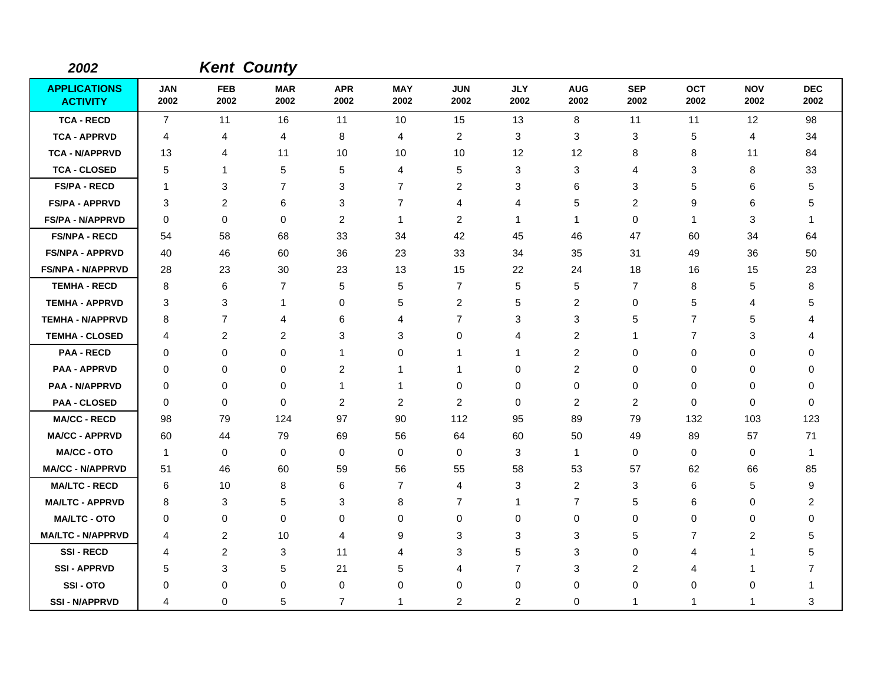**2002** **Kent County**

| APPLICATIONS ACTIVITY | JAN 2002 | FEB 2002 | MAR 2002 | APR 2002 | MAY 2002 | JUN 2002 | JLY 2002 | AUG 2002 | SEP 2002 | OCT 2002 | NOV 2002 | DEC 2002 |
|---|---|---|---|---|---|---|---|---|---|---|---|---|
| TCA - RECD | 7 | 11 | 16 | 11 | 10 | 15 | 13 | 8 | 11 | 11 | 12 | 98 |
| TCA - APPRVD | 4 | 4 | 4 | 8 | 4 | 2 | 3 | 3 | 3 | 5 | 4 | 34 |
| TCA - N/APPRVD | 13 | 4 | 11 | 10 | 10 | 10 | 12 | 12 | 8 | 8 | 11 | 84 |
| TCA - CLOSED | 5 | 1 | 5 | 5 | 4 | 5 | 3 | 3 | 4 | 3 | 8 | 33 |
| FS/PA - RECD | 1 | 3 | 7 | 3 | 7 | 2 | 3 | 6 | 3 | 5 | 6 | 5 |
| FS/PA - APPRVD | 3 | 2 | 6 | 3 | 7 | 4 | 4 | 5 | 2 | 9 | 6 | 5 |
| FS/PA - N/APPRVD | 0 | 0 | 0 | 2 | 1 | 2 | 1 | 1 | 0 | 1 | 3 | 1 |
| FS/NPA - RECD | 54 | 58 | 68 | 33 | 34 | 42 | 45 | 46 | 47 | 60 | 34 | 64 |
| FS/NPA - APPRVD | 40 | 46 | 60 | 36 | 23 | 33 | 34 | 35 | 31 | 49 | 36 | 50 |
| FS/NPA - N/APPRVD | 28 | 23 | 30 | 23 | 13 | 15 | 22 | 24 | 18 | 16 | 15 | 23 |
| TEMHA - RECD | 8 | 6 | 7 | 5 | 5 | 7 | 5 | 5 | 7 | 8 | 5 | 8 |
| TEMHA - APPRVD | 3 | 3 | 1 | 0 | 5 | 2 | 5 | 2 | 0 | 5 | 4 | 5 |
| TEMHA - N/APPRVD | 8 | 7 | 4 | 6 | 4 | 7 | 3 | 3 | 5 | 7 | 5 | 4 |
| TEMHA - CLOSED | 4 | 2 | 2 | 3 | 3 | 0 | 4 | 2 | 1 | 7 | 3 | 4 |
| PAA - RECD | 0 | 0 | 0 | 1 | 0 | 1 | 1 | 2 | 0 | 0 | 0 | 0 |
| PAA - APPRVD | 0 | 0 | 0 | 2 | 1 | 1 | 0 | 2 | 0 | 0 | 0 | 0 |
| PAA - N/APPRVD | 0 | 0 | 0 | 1 | 1 | 0 | 0 | 0 | 0 | 0 | 0 | 0 |
| PAA - CLOSED | 0 | 0 | 0 | 2 | 2 | 2 | 0 | 2 | 2 | 0 | 0 | 0 |
| MA/CC - RECD | 98 | 79 | 124 | 97 | 90 | 112 | 95 | 89 | 79 | 132 | 103 | 123 |
| MA/CC - APPRVD | 60 | 44 | 79 | 69 | 56 | 64 | 60 | 50 | 49 | 89 | 57 | 71 |
| MA/CC - OTO | 1 | 0 | 0 | 0 | 0 | 0 | 3 | 1 | 0 | 0 | 0 | 1 |
| MA/CC - N/APPRVD | 51 | 46 | 60 | 59 | 56 | 55 | 58 | 53 | 57 | 62 | 66 | 85 |
| MA/LTC - RECD | 6 | 10 | 8 | 6 | 7 | 4 | 3 | 2 | 3 | 6 | 5 | 9 |
| MA/LTC - APPRVD | 8 | 3 | 5 | 3 | 8 | 7 | 1 | 7 | 5 | 6 | 0 | 2 |
| MA/LTC - OTO | 0 | 0 | 0 | 0 | 0 | 0 | 0 | 0 | 0 | 0 | 0 | 0 |
| MA/LTC - N/APPRVD | 4 | 2 | 10 | 4 | 9 | 3 | 3 | 3 | 5 | 7 | 2 | 5 |
| SSI - RECD | 4 | 2 | 3 | 11 | 4 | 3 | 5 | 3 | 0 | 4 | 1 | 5 |
| SSI - APPRVD | 5 | 3 | 5 | 21 | 5 | 4 | 7 | 3 | 2 | 4 | 1 | 7 |
| SSI - OTO | 0 | 0 | 0 | 0 | 0 | 0 | 0 | 0 | 0 | 0 | 0 | 1 |
| SSI - N/APPRVD | 4 | 0 | 5 | 7 | 1 | 2 | 2 | 0 | 1 | 1 | 1 | 3 |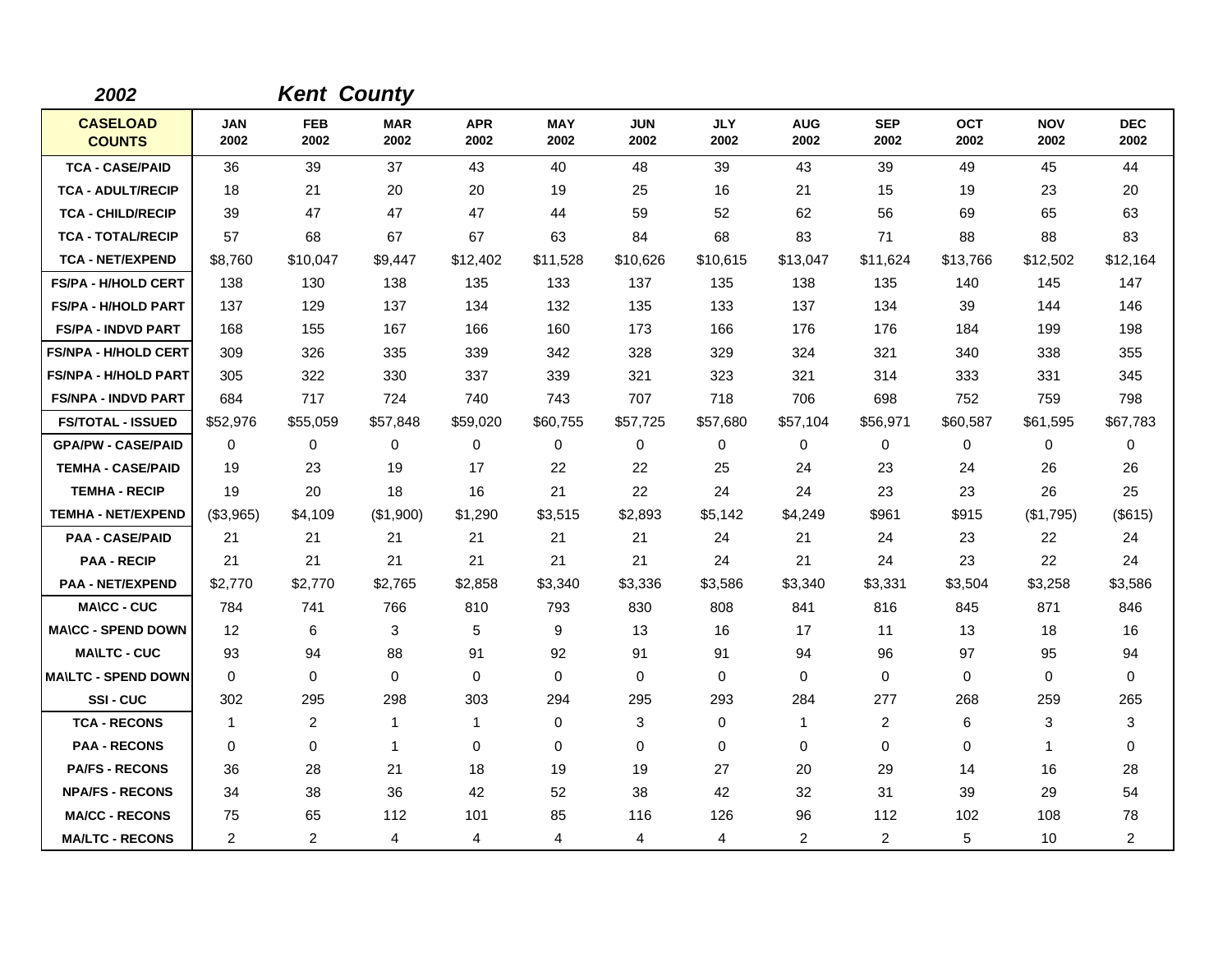**2002** **Kent County**

| CASELOAD COUNTS | JAN 2002 | FEB 2002 | MAR 2002 | APR 2002 | MAY 2002 | JUN 2002 | JLY 2002 | AUG 2002 | SEP 2002 | OCT 2002 | NOV 2002 | DEC 2002 |
|---|---|---|---|---|---|---|---|---|---|---|---|---|
| TCA - CASE/PAID | 36 | 39 | 37 | 43 | 40 | 48 | 39 | 43 | 39 | 49 | 45 | 44 |
| TCA - ADULT/RECIP | 18 | 21 | 20 | 20 | 19 | 25 | 16 | 21 | 15 | 19 | 23 | 20 |
| TCA - CHILD/RECIP | 39 | 47 | 47 | 47 | 44 | 59 | 52 | 62 | 56 | 69 | 65 | 63 |
| TCA - TOTAL/RECIP | 57 | 68 | 67 | 67 | 63 | 84 | 68 | 83 | 71 | 88 | 88 | 83 |
| TCA - NET/EXPEND | $8,760 | $10,047 | $9,447 | $12,402 | $11,528 | $10,626 | $10,615 | $13,047 | $11,624 | $13,766 | $12,502 | $12,164 |
| FS/PA - H/HOLD CERT | 138 | 130 | 138 | 135 | 133 | 137 | 135 | 138 | 135 | 140 | 145 | 147 |
| FS/PA - H/HOLD PART | 137 | 129 | 137 | 134 | 132 | 135 | 133 | 137 | 134 | 39 | 144 | 146 |
| FS/PA - INDVD PART | 168 | 155 | 167 | 166 | 160 | 173 | 166 | 176 | 176 | 184 | 199 | 198 |
| FS/NPA - H/HOLD CERT | 309 | 326 | 335 | 339 | 342 | 328 | 329 | 324 | 321 | 340 | 338 | 355 |
| FS/NPA - H/HOLD PART | 305 | 322 | 330 | 337 | 339 | 321 | 323 | 321 | 314 | 333 | 331 | 345 |
| FS/NPA - INDVD PART | 684 | 717 | 724 | 740 | 743 | 707 | 718 | 706 | 698 | 752 | 759 | 798 |
| FS/TOTAL - ISSUED | $52,976 | $55,059 | $57,848 | $59,020 | $60,755 | $57,725 | $57,680 | $57,104 | $56,971 | $60,587 | $61,595 | $67,783 |
| GPA/PW - CASE/PAID | 0 | 0 | 0 | 0 | 0 | 0 | 0 | 0 | 0 | 0 | 0 | 0 |
| TEMHA - CASE/PAID | 19 | 23 | 19 | 17 | 22 | 22 | 25 | 24 | 23 | 24 | 26 | 26 |
| TEMHA - RECIP | 19 | 20 | 18 | 16 | 21 | 22 | 24 | 24 | 23 | 23 | 26 | 25 |
| TEMHA - NET/EXPEND | ($3,965) | $4,109 | ($1,900) | $1,290 | $3,515 | $2,893 | $5,142 | $4,249 | $961 | $915 | ($1,795) | ($615) |
| PAA - CASE/PAID | 21 | 21 | 21 | 21 | 21 | 21 | 24 | 21 | 24 | 23 | 22 | 24 |
| PAA - RECIP | 21 | 21 | 21 | 21 | 21 | 21 | 24 | 21 | 24 | 23 | 22 | 24 |
| PAA - NET/EXPEND | $2,770 | $2,770 | $2,765 | $2,858 | $3,340 | $3,336 | $3,586 | $3,340 | $3,331 | $3,504 | $3,258 | $3,586 |
| MA\CC - CUC | 784 | 741 | 766 | 810 | 793 | 830 | 808 | 841 | 816 | 845 | 871 | 846 |
| MA\CC - SPEND DOWN | 12 | 6 | 3 | 5 | 9 | 13 | 16 | 17 | 11 | 13 | 18 | 16 |
| MA\LTC - CUC | 93 | 94 | 88 | 91 | 92 | 91 | 91 | 94 | 96 | 97 | 95 | 94 |
| MA\LTC - SPEND DOWN | 0 | 0 | 0 | 0 | 0 | 0 | 0 | 0 | 0 | 0 | 0 | 0 |
| SSI - CUC | 302 | 295 | 298 | 303 | 294 | 295 | 293 | 284 | 277 | 268 | 259 | 265 |
| TCA - RECONS | 1 | 2 | 1 | 1 | 0 | 3 | 0 | 1 | 2 | 6 | 3 | 3 |
| PAA - RECONS | 0 | 0 | 1 | 0 | 0 | 0 | 0 | 0 | 0 | 0 | 1 | 0 |
| PA/FS - RECONS | 36 | 28 | 21 | 18 | 19 | 19 | 27 | 20 | 29 | 14 | 16 | 28 |
| NPA/FS - RECONS | 34 | 38 | 36 | 42 | 52 | 38 | 42 | 32 | 31 | 39 | 29 | 54 |
| MA/CC - RECONS | 75 | 65 | 112 | 101 | 85 | 116 | 126 | 96 | 112 | 102 | 108 | 78 |
| MA/LTC - RECONS | 2 | 2 | 4 | 4 | 4 | 4 | 4 | 2 | 2 | 5 | 10 | 2 |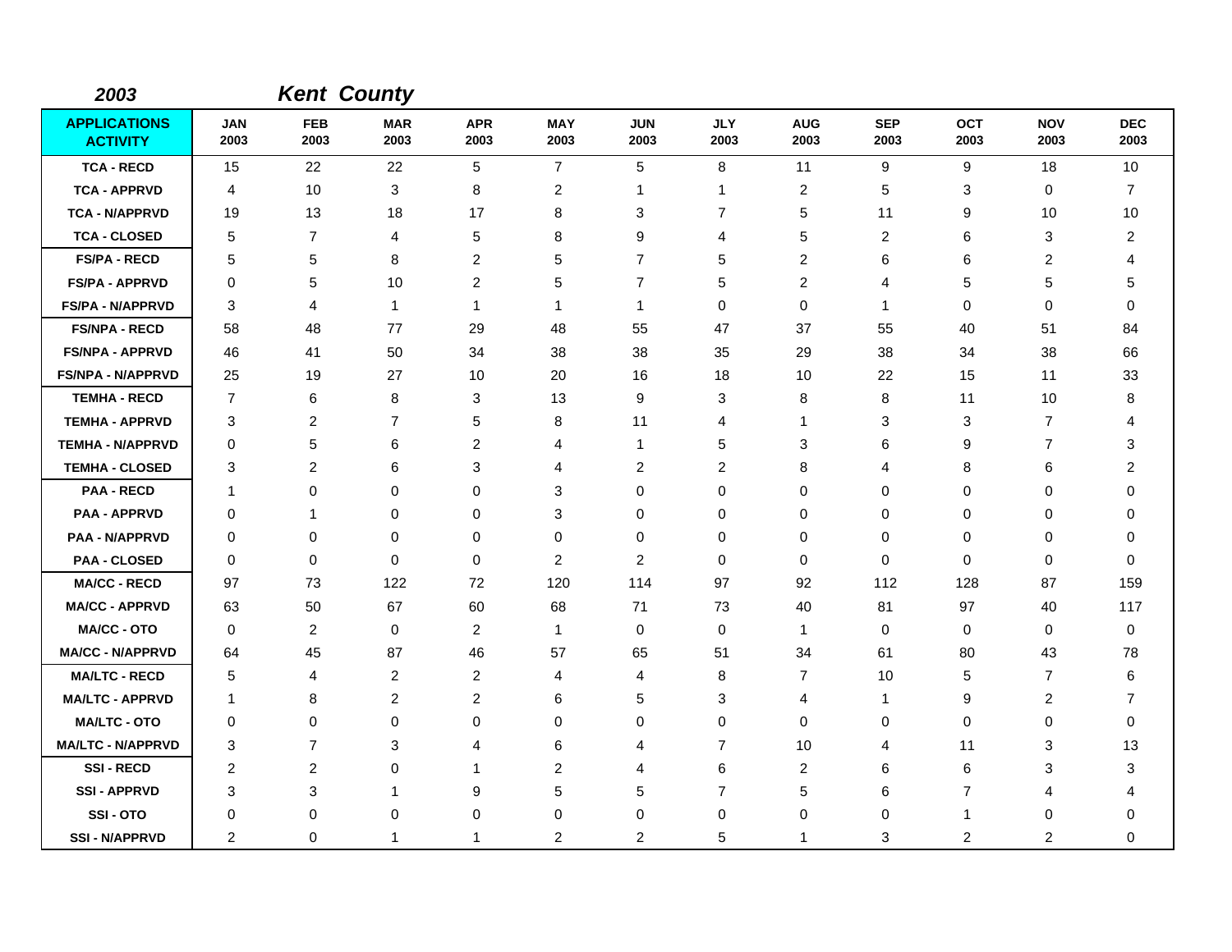**2003** **Kent County**

| APPLICATIONS ACTIVITY | JAN 2003 | FEB 2003 | MAR 2003 | APR 2003 | MAY 2003 | JUN 2003 | JLY 2003 | AUG 2003 | SEP 2003 | OCT 2003 | NOV 2003 | DEC 2003 |
|---|---|---|---|---|---|---|---|---|---|---|---|---|
| TCA - RECD | 15 | 22 | 22 | 5 | 7 | 5 | 8 | 11 | 9 | 9 | 18 | 10 |
| TCA - APPRVD | 4 | 10 | 3 | 8 | 2 | 1 | 1 | 2 | 5 | 3 | 0 | 7 |
| TCA - N/APPRVD | 19 | 13 | 18 | 17 | 8 | 3 | 7 | 5 | 11 | 9 | 10 | 10 |
| TCA - CLOSED | 5 | 7 | 4 | 5 | 8 | 9 | 4 | 5 | 2 | 6 | 3 | 2 |
| FS/PA - RECD | 5 | 5 | 8 | 2 | 5 | 7 | 5 | 2 | 6 | 6 | 2 | 4 |
| FS/PA - APPRVD | 0 | 5 | 10 | 2 | 5 | 7 | 5 | 2 | 4 | 5 | 5 | 5 |
| FS/PA - N/APPRVD | 3 | 4 | 1 | 1 | 1 | 1 | 0 | 0 | 1 | 0 | 0 | 0 |
| FS/NPA - RECD | 58 | 48 | 77 | 29 | 48 | 55 | 47 | 37 | 55 | 40 | 51 | 84 |
| FS/NPA - APPRVD | 46 | 41 | 50 | 34 | 38 | 38 | 35 | 29 | 38 | 34 | 38 | 66 |
| FS/NPA - N/APPRVD | 25 | 19 | 27 | 10 | 20 | 16 | 18 | 10 | 22 | 15 | 11 | 33 |
| TEMHA - RECD | 7 | 6 | 8 | 3 | 13 | 9 | 3 | 8 | 8 | 11 | 10 | 8 |
| TEMHA - APPRVD | 3 | 2 | 7 | 5 | 8 | 11 | 4 | 1 | 3 | 3 | 7 | 4 |
| TEMHA - N/APPRVD | 0 | 5 | 6 | 2 | 4 | 1 | 5 | 3 | 6 | 9 | 7 | 3 |
| TEMHA - CLOSED | 3 | 2 | 6 | 3 | 4 | 2 | 2 | 8 | 4 | 8 | 6 | 2 |
| PAA - RECD | 1 | 0 | 0 | 0 | 3 | 0 | 0 | 0 | 0 | 0 | 0 | 0 |
| PAA - APPRVD | 0 | 1 | 0 | 0 | 3 | 0 | 0 | 0 | 0 | 0 | 0 | 0 |
| PAA - N/APPRVD | 0 | 0 | 0 | 0 | 0 | 0 | 0 | 0 | 0 | 0 | 0 | 0 |
| PAA - CLOSED | 0 | 0 | 0 | 0 | 2 | 2 | 0 | 0 | 0 | 0 | 0 | 0 |
| MA/CC - RECD | 97 | 73 | 122 | 72 | 120 | 114 | 97 | 92 | 112 | 128 | 87 | 159 |
| MA/CC - APPRVD | 63 | 50 | 67 | 60 | 68 | 71 | 73 | 40 | 81 | 97 | 40 | 117 |
| MA/CC - OTO | 0 | 2 | 0 | 2 | 1 | 0 | 0 | 1 | 0 | 0 | 0 | 0 |
| MA/CC - N/APPRVD | 64 | 45 | 87 | 46 | 57 | 65 | 51 | 34 | 61 | 80 | 43 | 78 |
| MA/LTC - RECD | 5 | 4 | 2 | 2 | 4 | 4 | 8 | 7 | 10 | 5 | 7 | 6 |
| MA/LTC - APPRVD | 1 | 8 | 2 | 2 | 6 | 5 | 3 | 4 | 1 | 9 | 2 | 7 |
| MA/LTC - OTO | 0 | 0 | 0 | 0 | 0 | 0 | 0 | 0 | 0 | 0 | 0 | 0 |
| MA/LTC - N/APPRVD | 3 | 7 | 3 | 4 | 6 | 4 | 7 | 10 | 4 | 11 | 3 | 13 |
| SSI - RECD | 2 | 2 | 0 | 1 | 2 | 4 | 6 | 2 | 6 | 6 | 3 | 3 |
| SSI - APPRVD | 3 | 3 | 1 | 9 | 5 | 5 | 7 | 5 | 6 | 7 | 4 | 4 |
| SSI - OTO | 0 | 0 | 0 | 0 | 0 | 0 | 0 | 0 | 0 | 1 | 0 | 0 |
| SSI - N/APPRVD | 2 | 0 | 1 | 1 | 2 | 2 | 5 | 1 | 3 | 2 | 2 | 0 |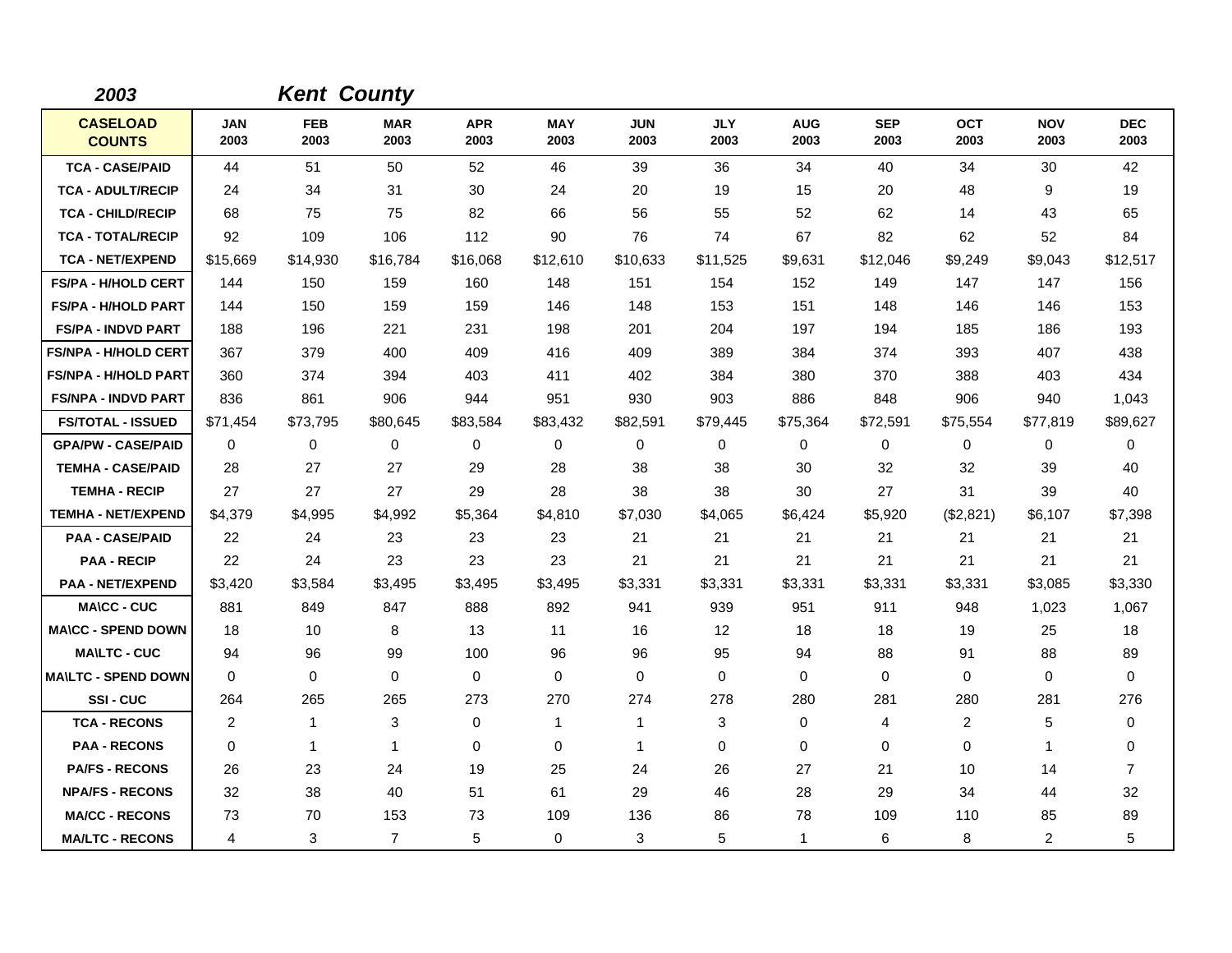**2003** **Kent County**

| CASELOAD COUNTS | JAN 2003 | FEB 2003 | MAR 2003 | APR 2003 | MAY 2003 | JUN 2003 | JLY 2003 | AUG 2003 | SEP 2003 | OCT 2003 | NOV 2003 | DEC 2003 |
|---|---|---|---|---|---|---|---|---|---|---|---|---|
| TCA - CASE/PAID | 44 | 51 | 50 | 52 | 46 | 39 | 36 | 34 | 40 | 34 | 30 | 42 |
| TCA - ADULT/RECIP | 24 | 34 | 31 | 30 | 24 | 20 | 19 | 15 | 20 | 48 | 9 | 19 |
| TCA - CHILD/RECIP | 68 | 75 | 75 | 82 | 66 | 56 | 55 | 52 | 62 | 14 | 43 | 65 |
| TCA - TOTAL/RECIP | 92 | 109 | 106 | 112 | 90 | 76 | 74 | 67 | 82 | 62 | 52 | 84 |
| TCA - NET/EXPEND | $15,669 | $14,930 | $16,784 | $16,068 | $12,610 | $10,633 | $11,525 | $9,631 | $12,046 | $9,249 | $9,043 | $12,517 |
| FS/PA - H/HOLD CERT | 144 | 150 | 159 | 160 | 148 | 151 | 154 | 152 | 149 | 147 | 147 | 156 |
| FS/PA - H/HOLD PART | 144 | 150 | 159 | 159 | 146 | 148 | 153 | 151 | 148 | 146 | 146 | 153 |
| FS/PA - INDVD PART | 188 | 196 | 221 | 231 | 198 | 201 | 204 | 197 | 194 | 185 | 186 | 193 |
| FS/NPA - H/HOLD CERT | 367 | 379 | 400 | 409 | 416 | 409 | 389 | 384 | 374 | 393 | 407 | 438 |
| FS/NPA - H/HOLD PART | 360 | 374 | 394 | 403 | 411 | 402 | 384 | 380 | 370 | 388 | 403 | 434 |
| FS/NPA - INDVD PART | 836 | 861 | 906 | 944 | 951 | 930 | 903 | 886 | 848 | 906 | 940 | 1,043 |
| FS/TOTAL - ISSUED | $71,454 | $73,795 | $80,645 | $83,584 | $83,432 | $82,591 | $79,445 | $75,364 | $72,591 | $75,554 | $77,819 | $89,627 |
| GPA/PW - CASE/PAID | 0 | 0 | 0 | 0 | 0 | 0 | 0 | 0 | 0 | 0 | 0 | 0 |
| TEMHA - CASE/PAID | 28 | 27 | 27 | 29 | 28 | 38 | 38 | 30 | 32 | 32 | 39 | 40 |
| TEMHA - RECIP | 27 | 27 | 27 | 29 | 28 | 38 | 38 | 30 | 27 | 31 | 39 | 40 |
| TEMHA - NET/EXPEND | $4,379 | $4,995 | $4,992 | $5,364 | $4,810 | $7,030 | $4,065 | $6,424 | $5,920 | ($2,821) | $6,107 | $7,398 |
| PAA - CASE/PAID | 22 | 24 | 23 | 23 | 23 | 21 | 21 | 21 | 21 | 21 | 21 | 21 |
| PAA - RECIP | 22 | 24 | 23 | 23 | 23 | 21 | 21 | 21 | 21 | 21 | 21 | 21 |
| PAA - NET/EXPEND | $3,420 | $3,584 | $3,495 | $3,495 | $3,495 | $3,331 | $3,331 | $3,331 | $3,331 | $3,331 | $3,085 | $3,330 |
| MA\CC - CUC | 881 | 849 | 847 | 888 | 892 | 941 | 939 | 951 | 911 | 948 | 1,023 | 1,067 |
| MA\CC - SPEND DOWN | 18 | 10 | 8 | 13 | 11 | 16 | 12 | 18 | 18 | 19 | 25 | 18 |
| MA\LTC - CUC | 94 | 96 | 99 | 100 | 96 | 96 | 95 | 94 | 88 | 91 | 88 | 89 |
| MA\LTC - SPEND DOWN | 0 | 0 | 0 | 0 | 0 | 0 | 0 | 0 | 0 | 0 | 0 | 0 |
| SSI - CUC | 264 | 265 | 265 | 273 | 270 | 274 | 278 | 280 | 281 | 280 | 281 | 276 |
| TCA - RECONS | 2 | 1 | 3 | 0 | 1 | 1 | 3 | 0 | 4 | 2 | 5 | 0 |
| PAA - RECONS | 0 | 1 | 1 | 0 | 0 | 1 | 0 | 0 | 0 | 0 | 1 | 0 |
| PA/FS - RECONS | 26 | 23 | 24 | 19 | 25 | 24 | 26 | 27 | 21 | 10 | 14 | 7 |
| NPA/FS - RECONS | 32 | 38 | 40 | 51 | 61 | 29 | 46 | 28 | 29 | 34 | 44 | 32 |
| MA/CC - RECONS | 73 | 70 | 153 | 73 | 109 | 136 | 86 | 78 | 109 | 110 | 85 | 89 |
| MA/LTC - RECONS | 4 | 3 | 7 | 5 | 0 | 3 | 5 | 1 | 6 | 8 | 2 | 5 |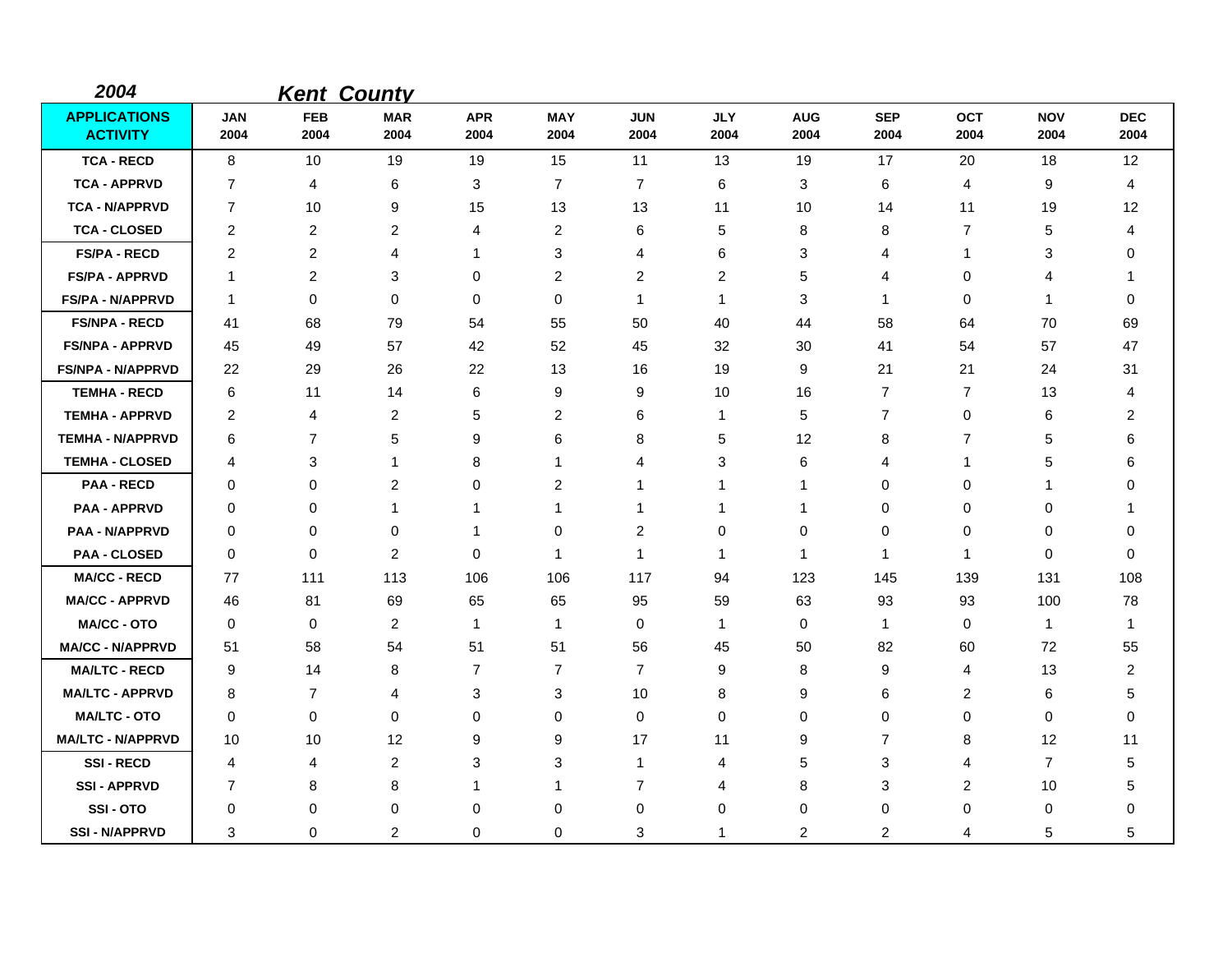*2004* ***Kent County***

| APPLICATIONS ACTIVITY | JAN 2004 | FEB 2004 | MAR 2004 | APR 2004 | MAY 2004 | JUN 2004 | JLY 2004 | AUG 2004 | SEP 2004 | OCT 2004 | NOV 2004 | DEC 2004 |
|---|---|---|---|---|---|---|---|---|---|---|---|---|
| TCA - RECD | 8 | 10 | 19 | 19 | 15 | 11 | 13 | 19 | 17 | 20 | 18 | 12 |
| TCA - APPRVD | 7 | 4 | 6 | 3 | 7 | 7 | 6 | 3 | 6 | 4 | 9 | 4 |
| TCA - N/APPRVD | 7 | 10 | 9 | 15 | 13 | 13 | 11 | 10 | 14 | 11 | 19 | 12 |
| TCA - CLOSED | 2 | 2 | 2 | 4 | 2 | 6 | 5 | 8 | 8 | 7 | 5 | 4 |
| FS/PA - RECD | 2 | 2 | 4 | 1 | 3 | 4 | 6 | 3 | 4 | 1 | 3 | 0 |
| FS/PA - APPRVD | 1 | 2 | 3 | 0 | 2 | 2 | 2 | 5 | 4 | 0 | 4 | 1 |
| FS/PA - N/APPRVD | 1 | 0 | 0 | 0 | 0 | 1 | 1 | 3 | 1 | 0 | 1 | 0 |
| FS/NPA - RECD | 41 | 68 | 79 | 54 | 55 | 50 | 40 | 44 | 58 | 64 | 70 | 69 |
| FS/NPA - APPRVD | 45 | 49 | 57 | 42 | 52 | 45 | 32 | 30 | 41 | 54 | 57 | 47 |
| FS/NPA - N/APPRVD | 22 | 29 | 26 | 22 | 13 | 16 | 19 | 9 | 21 | 21 | 24 | 31 |
| TEMHA - RECD | 6 | 11 | 14 | 6 | 9 | 9 | 10 | 16 | 7 | 7 | 13 | 4 |
| TEMHA - APPRVD | 2 | 4 | 2 | 5 | 2 | 6 | 1 | 5 | 7 | 0 | 6 | 2 |
| TEMHA - N/APPRVD | 6 | 7 | 5 | 9 | 6 | 8 | 5 | 12 | 8 | 7 | 5 | 6 |
| TEMHA - CLOSED | 4 | 3 | 1 | 8 | 1 | 4 | 3 | 6 | 4 | 1 | 5 | 6 |
| PAA - RECD | 0 | 0 | 2 | 0 | 2 | 1 | 1 | 1 | 0 | 0 | 1 | 0 |
| PAA - APPRVD | 0 | 0 | 1 | 1 | 1 | 1 | 1 | 1 | 0 | 0 | 0 | 1 |
| PAA - N/APPRVD | 0 | 0 | 0 | 1 | 0 | 2 | 0 | 0 | 0 | 0 | 0 | 0 |
| PAA - CLOSED | 0 | 0 | 2 | 0 | 1 | 1 | 1 | 1 | 1 | 1 | 0 | 0 |
| MA/CC - RECD | 77 | 111 | 113 | 106 | 106 | 117 | 94 | 123 | 145 | 139 | 131 | 108 |
| MA/CC - APPRVD | 46 | 81 | 69 | 65 | 65 | 95 | 59 | 63 | 93 | 93 | 100 | 78 |
| MA/CC - OTO | 0 | 0 | 2 | 1 | 1 | 0 | 1 | 0 | 1 | 0 | 1 | 1 |
| MA/CC - N/APPRVD | 51 | 58 | 54 | 51 | 51 | 56 | 45 | 50 | 82 | 60 | 72 | 55 |
| MA/LTC - RECD | 9 | 14 | 8 | 7 | 7 | 7 | 9 | 8 | 9 | 4 | 13 | 2 |
| MA/LTC - APPRVD | 8 | 7 | 4 | 3 | 3 | 10 | 8 | 9 | 6 | 2 | 6 | 5 |
| MA/LTC - OTO | 0 | 0 | 0 | 0 | 0 | 0 | 0 | 0 | 0 | 0 | 0 | 0 |
| MA/LTC - N/APPRVD | 10 | 10 | 12 | 9 | 9 | 17 | 11 | 9 | 7 | 8 | 12 | 11 |
| SSI - RECD | 4 | 4 | 2 | 3 | 3 | 1 | 4 | 5 | 3 | 4 | 7 | 5 |
| SSI - APPRVD | 7 | 8 | 8 | 1 | 1 | 7 | 4 | 8 | 3 | 2 | 10 | 5 |
| SSI - OTO | 0 | 0 | 0 | 0 | 0 | 0 | 0 | 0 | 0 | 0 | 0 | 0 |
| SSI - N/APPRVD | 3 | 0 | 2 | 0 | 0 | 3 | 1 | 2 | 2 | 4 | 5 | 5 |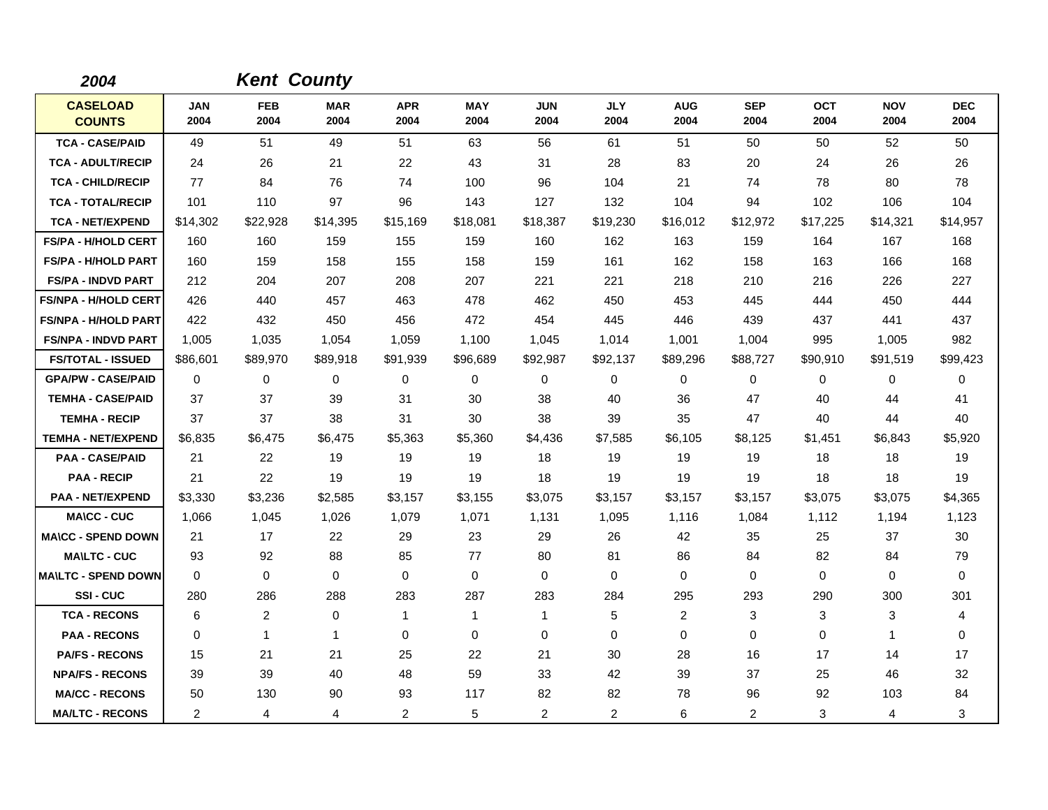## 2004 Kent County

| CASELOAD COUNTS | JAN 2004 | FEB 2004 | MAR 2004 | APR 2004 | MAY 2004 | JUN 2004 | JLY 2004 | AUG 2004 | SEP 2004 | OCT 2004 | NOV 2004 | DEC 2004 |
|---|---|---|---|---|---|---|---|---|---|---|---|---|
| TCA - CASE/PAID | 49 | 51 | 49 | 51 | 63 | 56 | 61 | 51 | 50 | 50 | 52 | 50 |
| TCA - ADULT/RECIP | 24 | 26 | 21 | 22 | 43 | 31 | 28 | 83 | 20 | 24 | 26 | 26 |
| TCA - CHILD/RECIP | 77 | 84 | 76 | 74 | 100 | 96 | 104 | 21 | 74 | 78 | 80 | 78 |
| TCA - TOTAL/RECIP | 101 | 110 | 97 | 96 | 143 | 127 | 132 | 104 | 94 | 102 | 106 | 104 |
| TCA - NET/EXPEND | $14,302 | $22,928 | $14,395 | $15,169 | $18,081 | $18,387 | $19,230 | $16,012 | $12,972 | $17,225 | $14,321 | $14,957 |
| FS/PA - H/HOLD CERT | 160 | 160 | 159 | 155 | 159 | 160 | 162 | 163 | 159 | 164 | 167 | 168 |
| FS/PA - H/HOLD PART | 160 | 159 | 158 | 155 | 158 | 159 | 161 | 162 | 158 | 163 | 166 | 168 |
| FS/PA - INDVD PART | 212 | 204 | 207 | 208 | 207 | 221 | 221 | 218 | 210 | 216 | 226 | 227 |
| FS/NPA - H/HOLD CERT | 426 | 440 | 457 | 463 | 478 | 462 | 450 | 453 | 445 | 444 | 450 | 444 |
| FS/NPA - H/HOLD PART | 422 | 432 | 450 | 456 | 472 | 454 | 445 | 446 | 439 | 437 | 441 | 437 |
| FS/NPA - INDVD PART | 1,005 | 1,035 | 1,054 | 1,059 | 1,100 | 1,045 | 1,014 | 1,001 | 1,004 | 995 | 1,005 | 982 |
| FS/TOTAL - ISSUED | $86,601 | $89,970 | $89,918 | $91,939 | $96,689 | $92,987 | $92,137 | $89,296 | $88,727 | $90,910 | $91,519 | $99,423 |
| GPA/PW - CASE/PAID | 0 | 0 | 0 | 0 | 0 | 0 | 0 | 0 | 0 | 0 | 0 | 0 |
| TEMHA - CASE/PAID | 37 | 37 | 39 | 31 | 30 | 38 | 40 | 36 | 47 | 40 | 44 | 41 |
| TEMHA - RECIP | 37 | 37 | 38 | 31 | 30 | 38 | 39 | 35 | 47 | 40 | 44 | 40 |
| TEMHA - NET/EXPEND | $6,835 | $6,475 | $6,475 | $5,363 | $5,360 | $4,436 | $7,585 | $6,105 | $8,125 | $1,451 | $6,843 | $5,920 |
| PAA - CASE/PAID | 21 | 22 | 19 | 19 | 19 | 18 | 19 | 19 | 19 | 18 | 18 | 19 |
| PAA - RECIP | 21 | 22 | 19 | 19 | 19 | 18 | 19 | 19 | 19 | 18 | 18 | 19 |
| PAA - NET/EXPEND | $3,330 | $3,236 | $2,585 | $3,157 | $3,155 | $3,075 | $3,157 | $3,157 | $3,157 | $3,075 | $3,075 | $4,365 |
| MA\CC - CUC | 1,066 | 1,045 | 1,026 | 1,079 | 1,071 | 1,131 | 1,095 | 1,116 | 1,084 | 1,112 | 1,194 | 1,123 |
| MA\CC - SPEND DOWN | 21 | 17 | 22 | 29 | 23 | 29 | 26 | 42 | 35 | 25 | 37 | 30 |
| MA\LTC - CUC | 93 | 92 | 88 | 85 | 77 | 80 | 81 | 86 | 84 | 82 | 84 | 79 |
| MA\LTC - SPEND DOWN | 0 | 0 | 0 | 0 | 0 | 0 | 0 | 0 | 0 | 0 | 0 | 0 |
| SSI - CUC | 280 | 286 | 288 | 283 | 287 | 283 | 284 | 295 | 293 | 290 | 300 | 301 |
| TCA - RECONS | 6 | 2 | 0 | 1 | 1 | 1 | 5 | 2 | 3 | 3 | 3 | 4 |
| PAA - RECONS | 0 | 1 | 1 | 0 | 0 | 0 | 0 | 0 | 0 | 0 | 1 | 0 |
| PA/FS - RECONS | 15 | 21 | 21 | 25 | 22 | 21 | 30 | 28 | 16 | 17 | 14 | 17 |
| NPA/FS - RECONS | 39 | 39 | 40 | 48 | 59 | 33 | 42 | 39 | 37 | 25 | 46 | 32 |
| MA/CC - RECONS | 50 | 130 | 90 | 93 | 117 | 82 | 82 | 78 | 96 | 92 | 103 | 84 |
| MA/LTC - RECONS | 2 | 4 | 4 | 2 | 5 | 2 | 2 | 6 | 2 | 3 | 4 | 3 |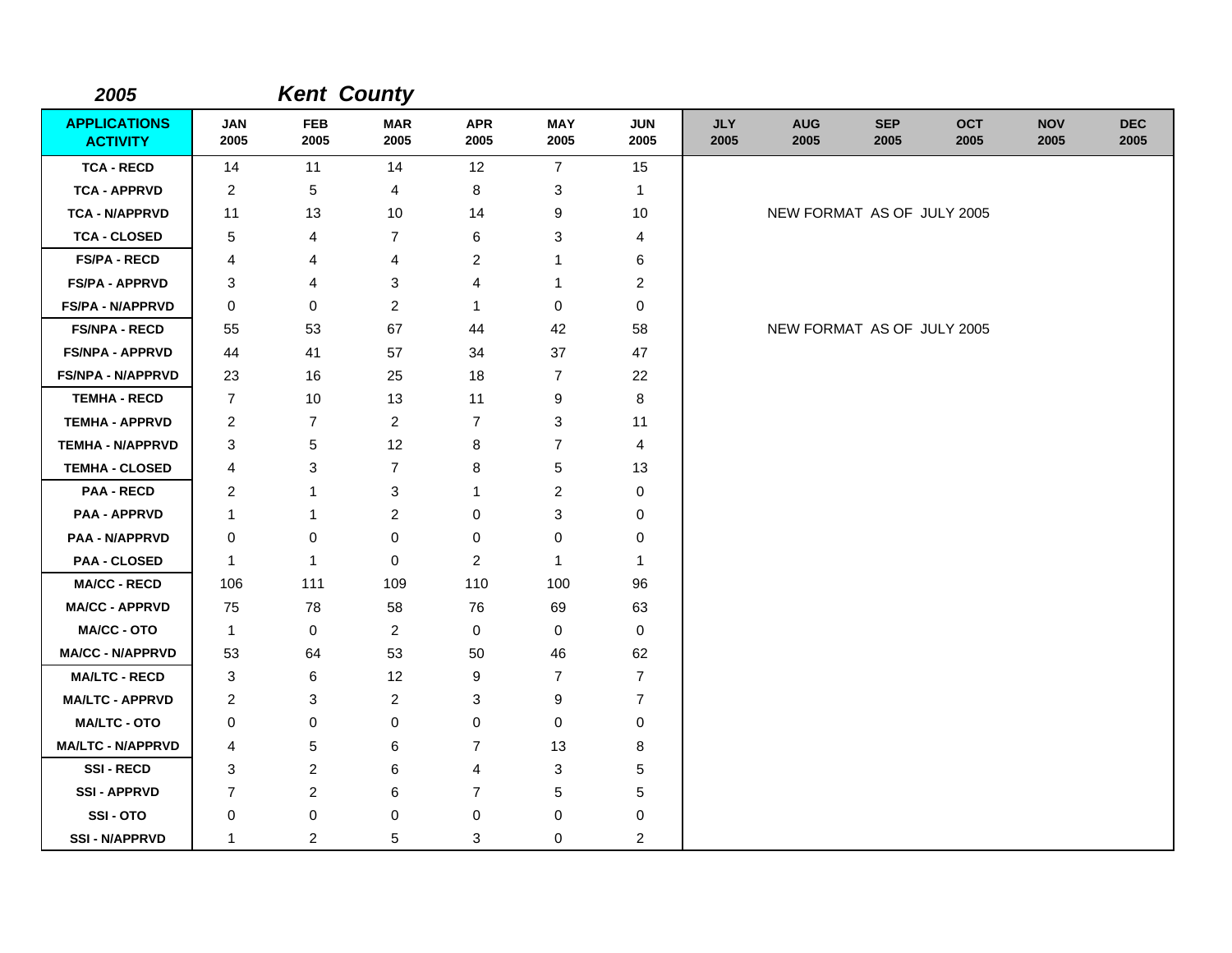**2005** ***Kent County***

| APPLICATIONS ACTIVITY | JAN 2005 | FEB 2005 | MAR 2005 | APR 2005 | MAY 2005 | JUN 2005 | JLY 2005 | AUG 2005 | SEP 2005 | OCT 2005 | NOV 2005 | DEC 2005 |
|---|---|---|---|---|---|---|---|---|---|---|---|---|
| TCA - RECD | 14 | 11 | 14 | 12 | 7 | 15 | | | | | | |
| TCA - APPRVD | 2 | 5 | 4 | 8 | 3 | 1 | | | | | | |
| TCA - N/APPRVD | 11 | 13 | 10 | 14 | 9 | 10 | | NEW FORMAT AS OF JULY 2005 | | | | |
| TCA - CLOSED | 5 | 4 | 7 | 6 | 3 | 4 | | | | | | |
| FS/PA - RECD | 4 | 4 | 4 | 2 | 1 | 6 | | | | | | |
| FS/PA - APPRVD | 3 | 4 | 3 | 4 | 1 | 2 | | | | | | |
| FS/PA - N/APPRVD | 0 | 0 | 2 | 1 | 0 | 0 | | | | | | |
| FS/NPA - RECD | 55 | 53 | 67 | 44 | 42 | 58 | | NEW FORMAT AS OF JULY 2005 | | | | |
| FS/NPA - APPRVD | 44 | 41 | 57 | 34 | 37 | 47 | | | | | | |
| FS/NPA - N/APPRVD | 23 | 16 | 25 | 18 | 7 | 22 | | | | | | |
| TEMHA - RECD | 7 | 10 | 13 | 11 | 9 | 8 | | | | | | |
| TEMHA - APPRVD | 2 | 7 | 2 | 7 | 3 | 11 | | | | | | |
| TEMHA - N/APPRVD | 3 | 5 | 12 | 8 | 7 | 4 | | | | | | |
| TEMHA - CLOSED | 4 | 3 | 7 | 8 | 5 | 13 | | | | | | |
| PAA - RECD | 2 | 1 | 3 | 1 | 2 | 0 | | | | | | |
| PAA - APPRVD | 1 | 1 | 2 | 0 | 3 | 0 | | | | | | |
| PAA - N/APPRVD | 0 | 0 | 0 | 0 | 0 | 0 | | | | | | |
| PAA - CLOSED | 1 | 1 | 0 | 2 | 1 | 1 | | | | | | |
| MA/CC - RECD | 106 | 111 | 109 | 110 | 100 | 96 | | | | | | |
| MA/CC - APPRVD | 75 | 78 | 58 | 76 | 69 | 63 | | | | | | |
| MA/CC - OTO | 1 | 0 | 2 | 0 | 0 | 0 | | | | | | |
| MA/CC - N/APPRVD | 53 | 64 | 53 | 50 | 46 | 62 | | | | | | |
| MA/LTC - RECD | 3 | 6 | 12 | 9 | 7 | 7 | | | | | | |
| MA/LTC - APPRVD | 2 | 3 | 2 | 3 | 9 | 7 | | | | | | |
| MA/LTC - OTO | 0 | 0 | 0 | 0 | 0 | 0 | | | | | | |
| MA/LTC - N/APPRVD | 4 | 5 | 6 | 7 | 13 | 8 | | | | | | |
| SSI - RECD | 3 | 2 | 6 | 4 | 3 | 5 | | | | | | |
| SSI - APPRVD | 7 | 2 | 6 | 7 | 5 | 5 | | | | | | |
| SSI - OTO | 0 | 0 | 0 | 0 | 0 | 0 | | | | | | |
| SSI - N/APPRVD | 1 | 2 | 5 | 3 | 0 | 2 | | | | | | |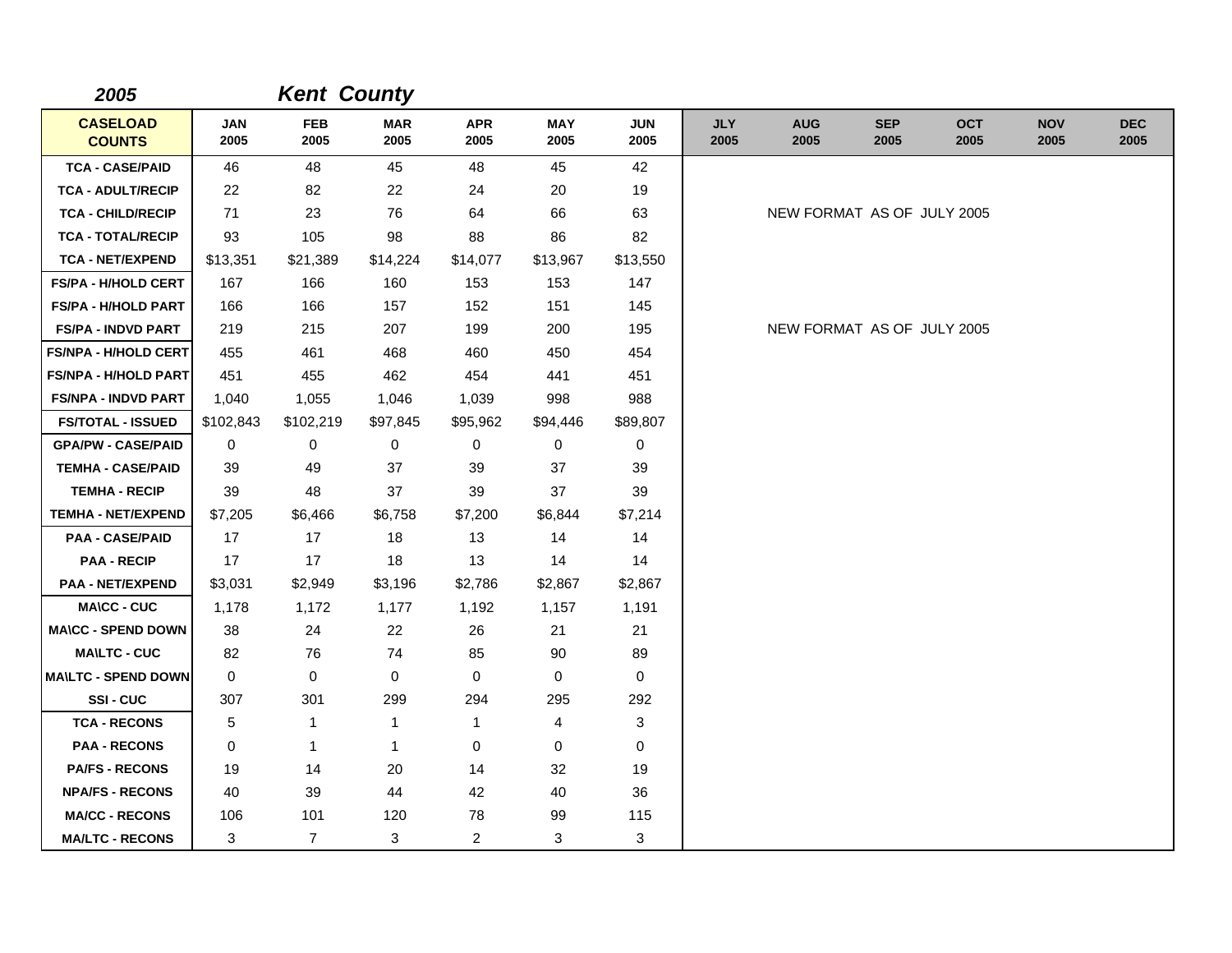*2005* *Kent County*

| CASELOAD COUNTS | JAN 2005 | FEB 2005 | MAR 2005 | APR 2005 | MAY 2005 | JUN 2005 | JLY 2005 | AUG 2005 | SEP 2005 | OCT 2005 | NOV 2005 | DEC 2005 |
|---|---|---|---|---|---|---|---|---|---|---|---|---|
| TCA - CASE/PAID | 46 | 48 | 45 | 48 | 45 | 42 | | | | | | |
| TCA - ADULT/RECIP | 22 | 82 | 22 | 24 | 20 | 19 | | | | | | |
| TCA - CHILD/RECIP | 71 | 23 | 76 | 64 | 66 | 63 | | NEW FORMAT AS OF JULY 2005 | | | | |
| TCA - TOTAL/RECIP | 93 | 105 | 98 | 88 | 86 | 82 | | | | | | |
| TCA - NET/EXPEND | $13,351 | $21,389 | $14,224 | $14,077 | $13,967 | $13,550 | | | | | | |
| FS/PA - H/HOLD CERT | 167 | 166 | 160 | 153 | 153 | 147 | | | | | | |
| FS/PA - H/HOLD PART | 166 | 166 | 157 | 152 | 151 | 145 | | | | | | |
| FS/PA - INDVD PART | 219 | 215 | 207 | 199 | 200 | 195 | | NEW FORMAT AS OF JULY 2005 | | | | |
| FS/NPA - H/HOLD CERT | 455 | 461 | 468 | 460 | 450 | 454 | | | | | | |
| FS/NPA - H/HOLD PART | 451 | 455 | 462 | 454 | 441 | 451 | | | | | | |
| FS/NPA - INDVD PART | 1,040 | 1,055 | 1,046 | 1,039 | 998 | 988 | | | | | | |
| FS/TOTAL - ISSUED | $102,843 | $102,219 | $97,845 | $95,962 | $94,446 | $89,807 | | | | | | |
| GPA/PW - CASE/PAID | 0 | 0 | 0 | 0 | 0 | 0 | | | | | | |
| TEMHA - CASE/PAID | 39 | 49 | 37 | 39 | 37 | 39 | | | | | | |
| TEMHA - RECIP | 39 | 48 | 37 | 39 | 37 | 39 | | | | | | |
| TEMHA - NET/EXPEND | $7,205 | $6,466 | $6,758 | $7,200 | $6,844 | $7,214 | | | | | | |
| PAA - CASE/PAID | 17 | 17 | 18 | 13 | 14 | 14 | | | | | | |
| PAA - RECIP | 17 | 17 | 18 | 13 | 14 | 14 | | | | | | |
| PAA - NET/EXPEND | $3,031 | $2,949 | $3,196 | $2,786 | $2,867 | $2,867 | | | | | | |
| MA\CC - CUC | 1,178 | 1,172 | 1,177 | 1,192 | 1,157 | 1,191 | | | | | | |
| MA\CC - SPEND DOWN | 38 | 24 | 22 | 26 | 21 | 21 | | | | | | |
| MA\LTC - CUC | 82 | 76 | 74 | 85 | 90 | 89 | | | | | | |
| MA\LTC - SPEND DOWN | 0 | 0 | 0 | 0 | 0 | 0 | | | | | | |
| SSI - CUC | 307 | 301 | 299 | 294 | 295 | 292 | | | | | | |
| TCA - RECONS | 5 | 1 | 1 | 1 | 4 | 3 | | | | | | |
| PAA - RECONS | 0 | 1 | 1 | 0 | 0 | 0 | | | | | | |
| PA/FS - RECONS | 19 | 14 | 20 | 14 | 32 | 19 | | | | | | |
| NPA/FS - RECONS | 40 | 39 | 44 | 42 | 40 | 36 | | | | | | |
| MA/CC - RECONS | 106 | 101 | 120 | 78 | 99 | 115 | | | | | | |
| MA/LTC - RECONS | 3 | 7 | 3 | 2 | 3 | 3 | | | | | | |